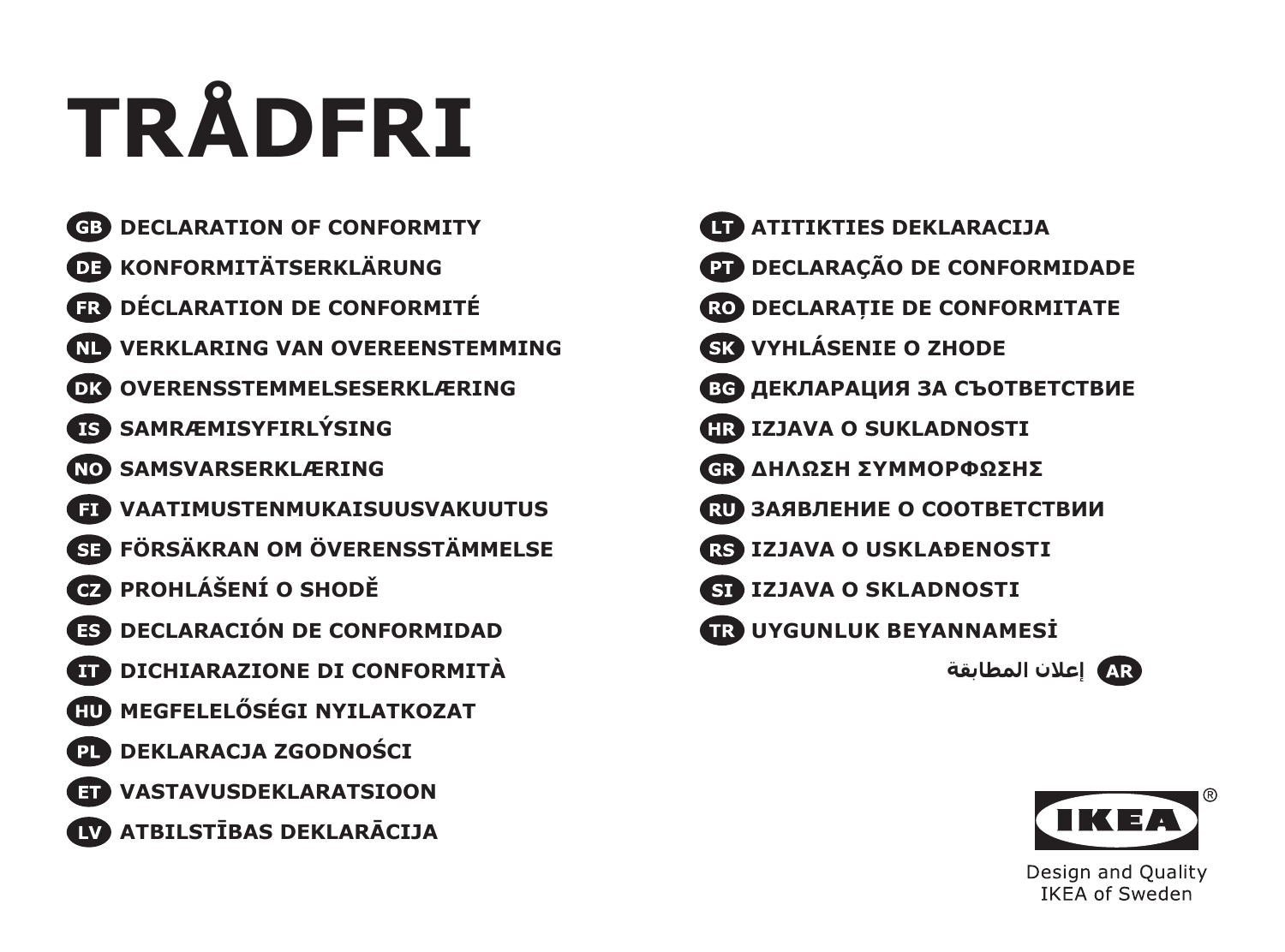# TRÅDFRI

**GB** DECLARATION OF CONFORMITY

**DE** KONFORMITÄTSERKLÄRUNG

**FR** DÉCLARATION DE CONFORMITÉ

**NL** VERKLARING VAN OVEREENSTEMMING

**DK** OVERENSSTEMMELSESERKLÆRING

**IS** SAMRÆMISYFIRLÝSING

**NO** SAMSVARSERKLÆRING

**FI** VAATIMUSTENMUKAISUUSVAKUUTUS

**SE** FÖRSÄKRAN OM ÖVERENSSTÄMMELSE

**CZ** PROHLÁŠENÍ O SHODĚ

**ES** DECLARACIÓN DE CONFORMIDAD

**IT** DICHIARAZIONE DI CONFORMITÀ

**HU** MEGFELELŐSÉGI NYILATKOZAT

**PL** DEKLARACJA ZGODNOŚCI

**ET** VASTAVUSDEKLARATSIOON

**LV** ATBILSTĪBAS DEKLARĀCIJA

**LT** ATITIKTIES DEKLARACIJA

**PT** DECLARAÇÃO DE CONFORMIDADE

**RO** DECLARAȚIE DE CONFORMITATE

**SK** VYHLÁSENIE O ZHODE

**BG** ДЕКЛАРАЦИЯ ЗА СЪОТВЕТСТВИЕ

**HR** IZJAVA O SUKLADNOSTI

**GR** ΔΗΛΩΣΗ ΣΥΜΜΟΡΦΩΣΗΣ

**RU** ЗАЯВЛЕНИЕ О СООТВЕТСТВИИ

**RS** IZJAVA O USKLAĐENOSTI

**SI** IZJAVA O SKLADNOSTI

**TR** UYGUNLUK BEYANNAMESİ

**AR** إعلان المطابقة

IKEA®

Design and Quality
IKEA of Sweden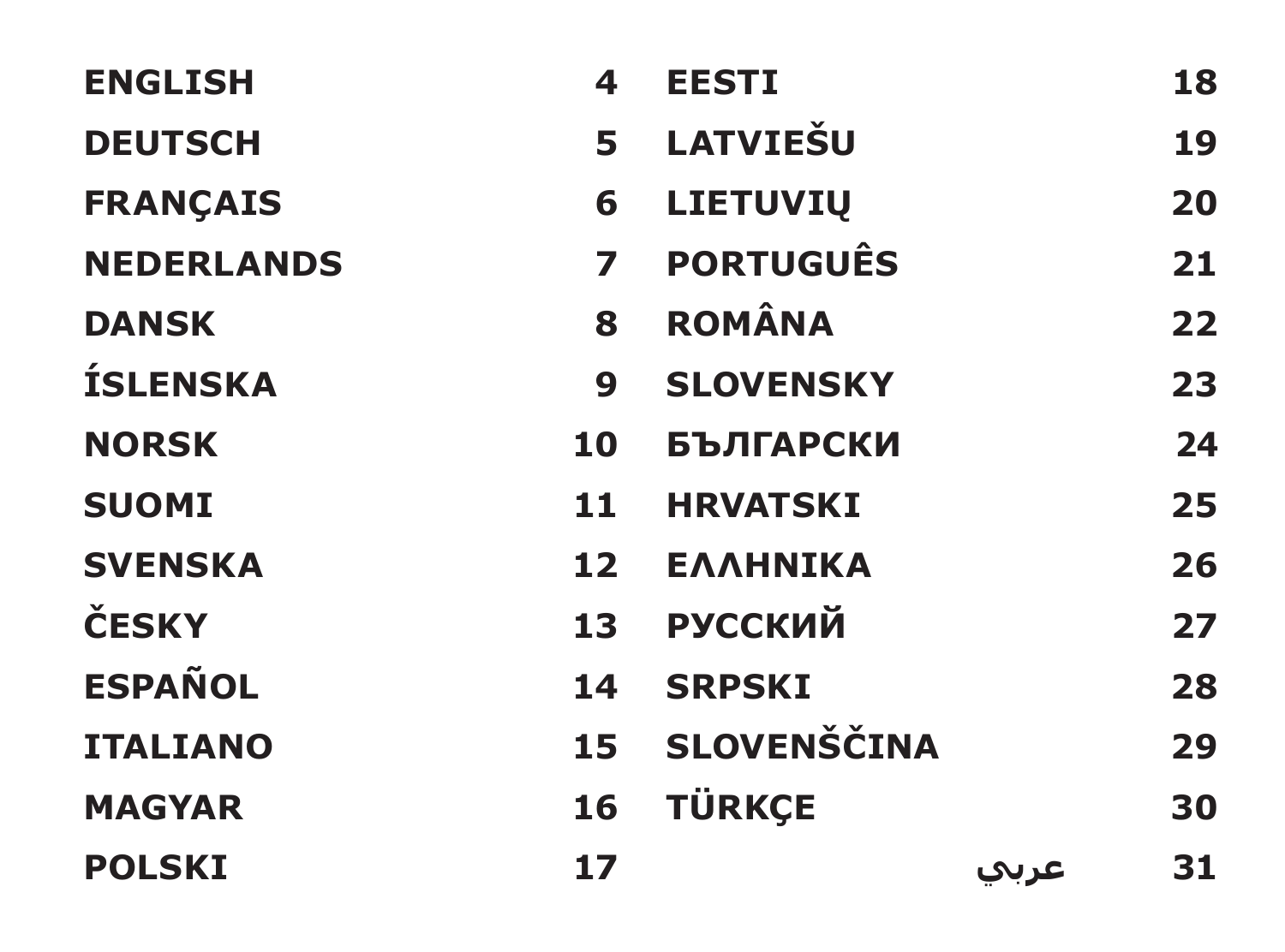| | | | |
|---|---|---|---|
| **ENGLISH** | **4** | **EESTI** | **18** |
| **DEUTSCH** | **5** | **LATVIEŠU** | **19** |
| **FRANÇAIS** | **6** | **LIETUVIŲ** | **20** |
| **NEDERLANDS** | **7** | **PORTUGUÊS** | **21** |
| **DANSK** | **8** | **ROMÂNA** | **22** |
| **ÍSLENSKA** | **9** | **SLOVENSKY** | **23** |
| **NORSK** | **10** | **БЪЛГАРСКИ** | **24** |
| **SUOMI** | **11** | **HRVATSKI** | **25** |
| **SVENSKA** | **12** | **ΕΛΛΗΝΙΚΑ** | **26** |
| **ČESKY** | **13** | **РУССКИЙ** | **27** |
| **ESPAÑOL** | **14** | **SRPSKI** | **28** |
| **ITALIANO** | **15** | **SLOVENŠČINA** | **29** |
| **MAGYAR** | **16** | **TÜRKÇE** | **30** |
| **POLSKI** | **17** | **عربي** | **31** |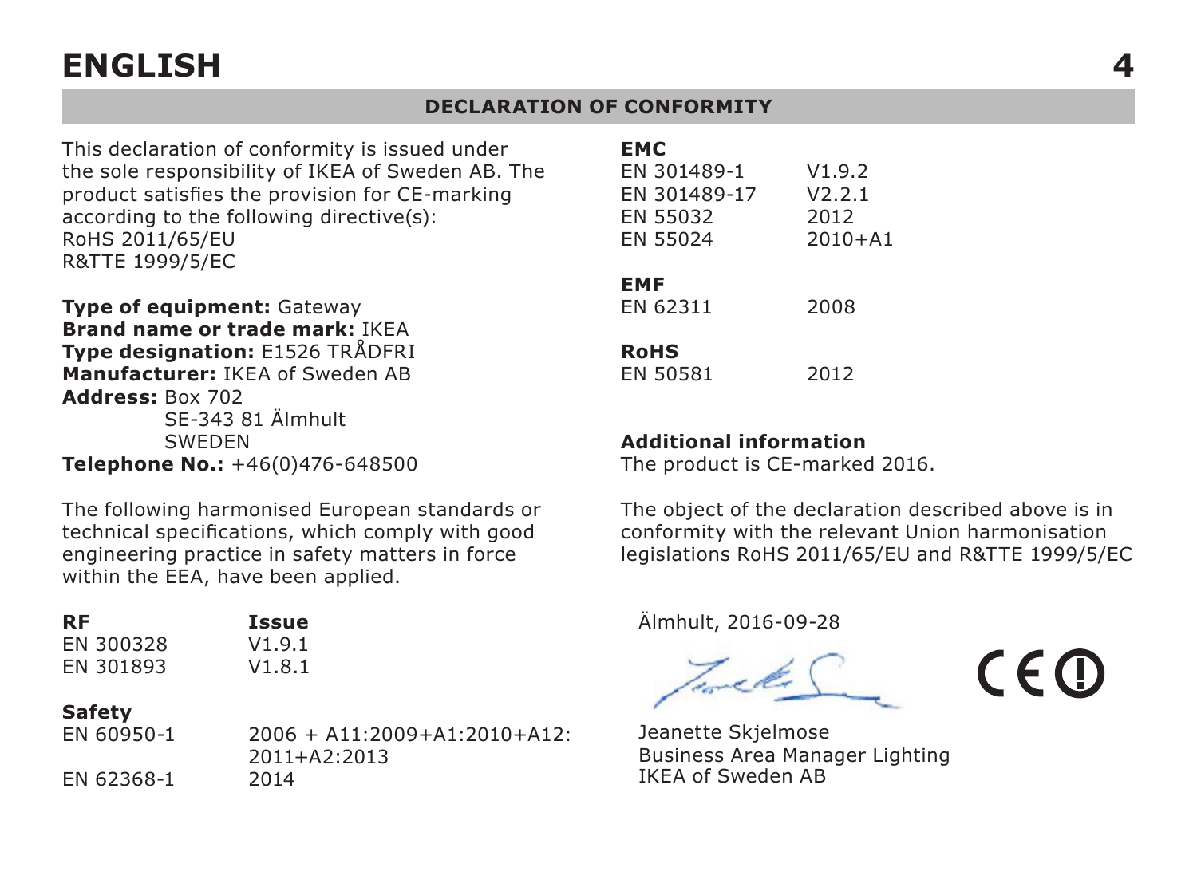# ENGLISH

## DECLARATION OF CONFORMITY

This declaration of conformity is issued under the sole responsibility of IKEA of Sweden AB. The product satisfies the provision for CE-marking according to the following directive(s):
RoHS 2011/65/EU
R&TTE 1999/5/EC

**Type of equipment:** Gateway
**Brand name or trade mark:** IKEA
**Type designation:** E1526 TRÅDFRI
**Manufacturer:** IKEA of Sweden AB
**Address:** Box 702
SE-343 81 Älmhult
SWEDEN
**Telephone No.:** +46(0)476-648500

The following harmonised European standards or technical specifications, which comply with good engineering practice in safety matters in force within the EEA, have been applied.

| **RF** | **Issue** |
|---|---|
| EN 300328 | V1.9.1 |
| EN 301893 | V1.8.1 |

| **Safety** | |
|---|---|
| EN 60950-1 | 2006 + A11:2009+A1:2010+A12:2011+A2:2013 |
| EN 62368-1 | 2014 |

| **EMC** | |
|---|---|
| EN 301489-1 | V1.9.2 |
| EN 301489-17 | V2.2.1 |
| EN 55032 | 2012 |
| EN 55024 | 2010+A1 |

| **EMF** | |
|---|---|
| EN 62311 | 2008 |

| **RoHS** | |
|---|---|
| EN 50581 | 2012 |

**Additional information**
The product is CE-marked 2016.

The object of the declaration described above is in conformity with the relevant Union harmonisation legislations RoHS 2011/65/EU and R&TTE 1999/5/EC

Älmhult, 2016-09-28

Jeanette Skjelmose
Business Area Manager Lighting
IKEA of Sweden AB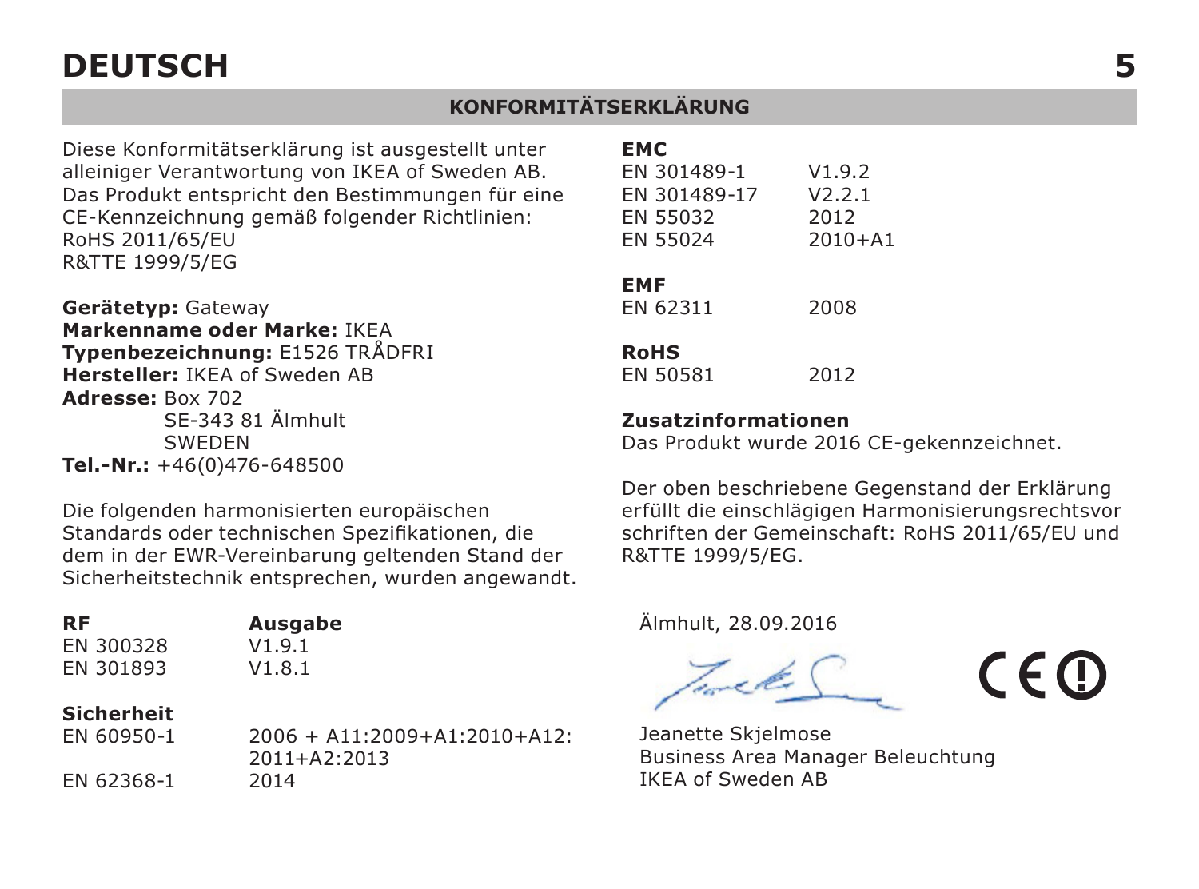# DEUTSCH

## KONFORMITÄTSERKLÄRUNG

Diese Konformitätserklärung ist ausgestellt unter alleiniger Verantwortung von IKEA of Sweden AB. Das Produkt entspricht den Bestimmungen für eine CE-Kennzeichnung gemäß folgender Richtlinien:
RoHS 2011/65/EU
R&TTE 1999/5/EG

**Gerätetyp:** Gateway
**Markenname oder Marke:** IKEA
**Typenbezeichnung:** E1526 TRÅDFRI
**Hersteller:** IKEA of Sweden AB
**Adresse:** Box 702
SE-343 81 Älmhult
SWEDEN
**Tel.-Nr.:** +46(0)476-648500

Die folgenden harmonisierten europäischen Standards oder technischen Spezifikationen, die dem in der EWR-Vereinbarung geltenden Stand der Sicherheitstechnik entsprechen, wurden angewandt.

| **RF** | **Ausgabe** |
|---|---|
| EN 300328 | V1.9.1 |
| EN 301893 | V1.8.1 |

| **Sicherheit** | |
|---|---|
| EN 60950-1 | 2006 + A11:2009+A1:2010+A12: 2011+A2:2013 |
| EN 62368-1 | 2014 |

| **EMC** | |
|---|---|
| EN 301489-1 | V1.9.2 |
| EN 301489-17 | V2.2.1 |
| EN 55032 | 2012 |
| EN 55024 | 2010+A1 |

| **EMF** | |
|---|---|
| EN 62311 | 2008 |

| **RoHS** | |
|---|---|
| EN 50581 | 2012 |

**Zusatzinformationen**
Das Produkt wurde 2016 CE-gekennzeichnet.

Der oben beschriebene Gegenstand der Erklärung erfüllt die einschlägigen Harmonisierungsrechtsvorschriften der Gemeinschaft: RoHS 2011/65/EU und R&TTE 1999/5/EG.

Älmhult, 28.09.2016

Jeanette Skjelmose
Business Area Manager Beleuchtung
IKEA of Sweden AB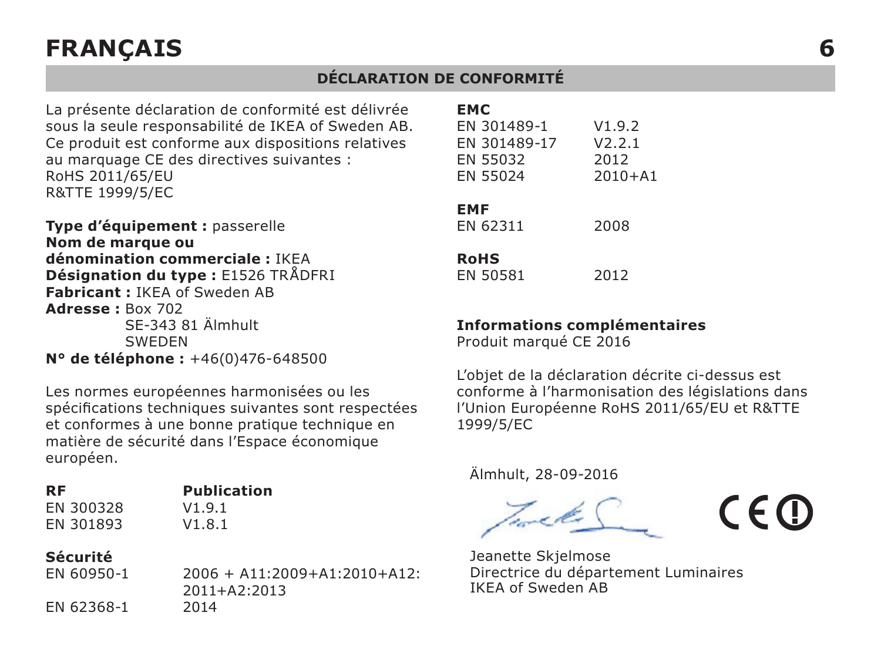# FRANÇAIS

## DÉCLARATION DE CONFORMITÉ

La présente déclaration de conformité est délivrée sous la seule responsabilité de IKEA of Sweden AB. Ce produit est conforme aux dispositions relatives au marquage CE des directives suivantes :
RoHS 2011/65/EU
R&TTE 1999/5/EC

**Type d'équipement :** passerelle
**Nom de marque ou dénomination commerciale :** IKEA
**Désignation du type :** E1526 TRÅDFRI
**Fabricant :** IKEA of Sweden AB
**Adresse :** Box 702
SE-343 81 Älmhult
SWEDEN
**N° de téléphone :** +46(0)476-648500

Les normes européennes harmonisées ou les spécifications techniques suivantes sont respectées et conformes à une bonne pratique technique en matière de sécurité dans l'Espace économique européen.

| **RF** | **Publication** |
|---|---|
| EN 300328 | V1.9.1 |
| EN 301893 | V1.8.1 |

| **Sécurité** | |
|---|---|
| EN 60950-1 | 2006 + A11:2009+A1:2010+A12: 2011+A2:2013 |
| EN 62368-1 | 2014 |

| **EMC** | |
|---|---|
| EN 301489-1 | V1.9.2 |
| EN 301489-17 | V2.2.1 |
| EN 55032 | 2012 |
| EN 55024 | 2010+A1 |

| **EMF** | |
|---|---|
| EN 62311 | 2008 |

| **RoHS** | |
|---|---|
| EN 50581 | 2012 |

**Informations complémentaires**
Produit marqué CE 2016

L'objet de la déclaration décrite ci-dessus est conforme à l'harmonisation des législations dans l'Union Européenne RoHS 2011/65/EU et R&TTE 1999/5/EC

Älmhult, 28-09-2016

Jeanette Skjelmose
Directrice du département Luminaires
IKEA of Sweden AB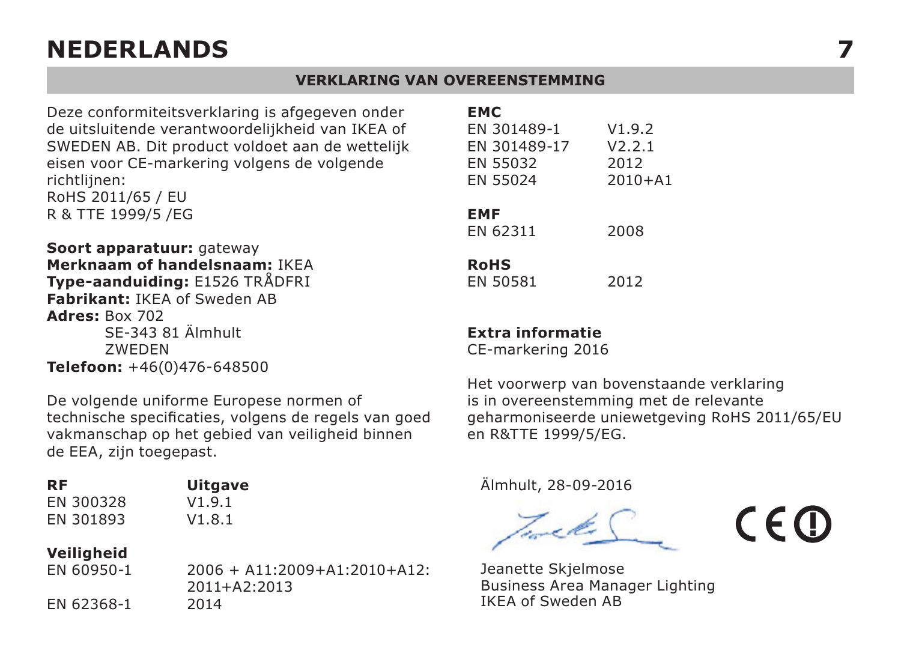# NEDERLANDS

## VERKLARING VAN OVEREENSTEMMING

Deze conformiteitsverklaring is afgegeven onder de uitsluitende verantwoordelijkheid van IKEA of SWEDEN AB. Dit product voldoet aan de wettelijk eisen voor CE-markering volgens de volgende richtlijnen:
RoHS 2011/65 / EU
R & TTE 1999/5 /EG

**Soort apparatuur:** gateway
**Merknaam of handelsnaam:** IKEA
**Type-aanduiding:** E1526 TRÅDFRI
**Fabrikant:** IKEA of Sweden AB
**Adres:** Box 702
SE-343 81 Älmhult
ZWEDEN
**Telefoon:** +46(0)476-648500

De volgende uniforme Europese normen of technische specificaties, volgens de regels van goed vakmanschap op het gebied van veiligheid binnen de EEA, zijn toegepast.

| **RF** | **Uitgave** |
|---|---|
| EN 300328 | V1.9.1 |
| EN 301893 | V1.8.1 |

| **Veiligheid** | |
|---|---|
| EN 60950-1 | 2006 + A11:2009+A1:2010+A12:2011+A2:2013 |
| EN 62368-1 | 2014 |

| **EMC** | |
|---|---|
| EN 301489-1 | V1.9.2 |
| EN 301489-17 | V2.2.1 |
| EN 55032 | 2012 |
| EN 55024 | 2010+A1 |

| **EMF** | |
|---|---|
| EN 62311 | 2008 |

| **RoHS** | |
|---|---|
| EN 50581 | 2012 |

**Extra informatie**
CE-markering 2016

Het voorwerp van bovenstaande verklaring is in overeenstemming met de relevante geharmoniseerde uniewetgeving RoHS 2011/65/EU en R&TTE 1999/5/EG.

Älmhult, 28-09-2016

Jeanette Skjelmose
Business Area Manager Lighting
IKEA of Sweden AB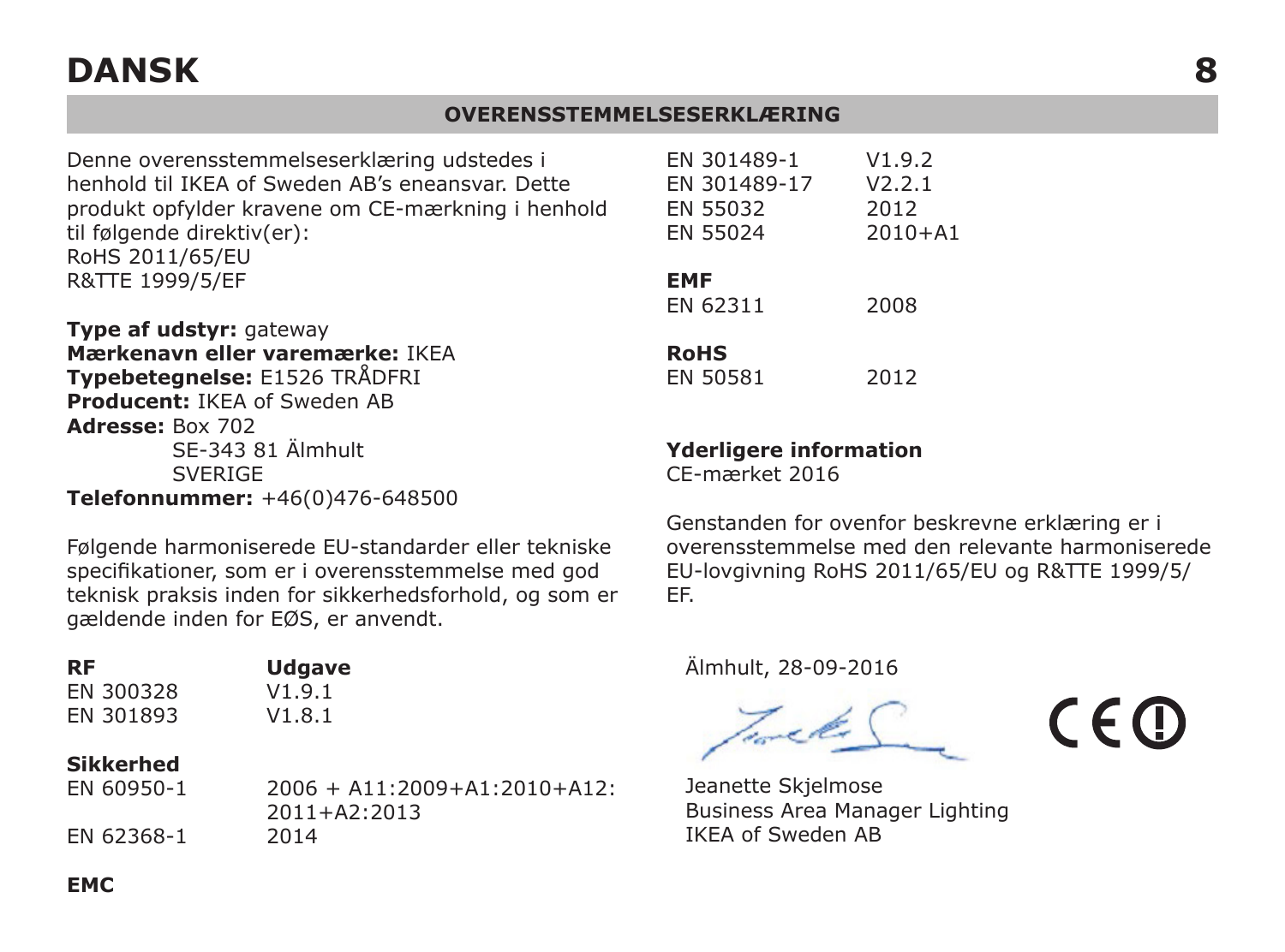# DANSK

## OVERENSSTEMMELSESERKLÆRING

Denne overensstemmelseserklæring udstedes i henhold til IKEA of Sweden AB's eneansvar. Dette produkt opfylder kravene om CE-mærkning i henhold til følgende direktiv(er):
RoHS 2011/65/EU
R&TTE 1999/5/EF

**Type af udstyr:** gateway
**Mærkenavn eller varemærke:** IKEA
**Typebetegnelse:** E1526 TRÅDFRI
**Producent:** IKEA of Sweden AB
**Adresse:** Box 702
SE-343 81 Älmhult
SVERIGE
**Telefonnummer:** +46(0)476-648500

Følgende harmoniserede EU-standarder eller tekniske specifikationer, som er i overensstemmelse med god teknisk praksis inden for sikkerhedsforhold, og som er gældende inden for EØS, er anvendt.

| **RF** | **Udgave** |
|---|---|
| EN 300328 | V1.9.1 |
| EN 301893 | V1.8.1 |
| **Sikkerhed** | |
| EN 60950-1 | 2006 + A11:2009+A1:2010+A12: 2011+A2:2013 |
| EN 62368-1 | 2014 |
| **EMC** | |
| EN 301489-1 | V1.9.2 |
| EN 301489-17 | V2.2.1 |
| EN 55032 | 2012 |
| EN 55024 | 2010+A1 |
| **EMF** | |
| EN 62311 | 2008 |
| **RoHS** | |
| EN 50581 | 2012 |

**Yderligere information**
CE-mærket 2016

Genstanden for ovenfor beskrevne erklæring er i overensstemmelse med den relevante harmoniserede EU-lovgivning RoHS 2011/65/EU og R&TTE 1999/5/EF.

Älmhult, 28-09-2016

Jeanette Skjelmose
Business Area Manager Lighting
IKEA of Sweden AB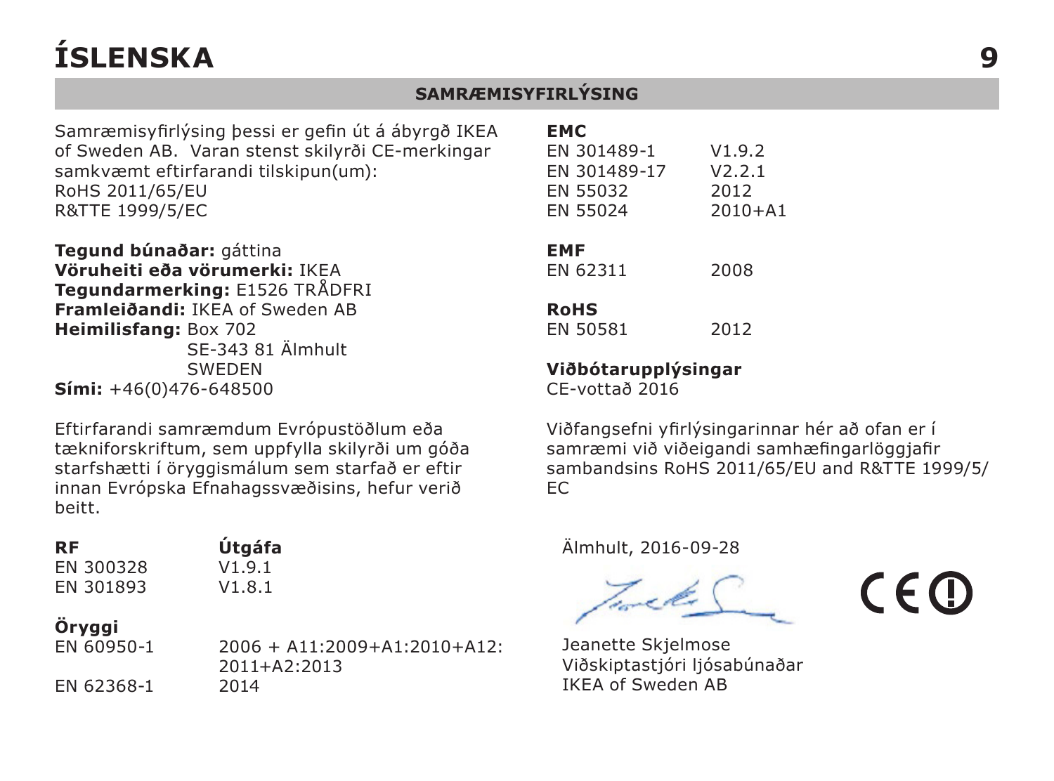# ÍSLENSKA

## SAMRÆMISYFIRLÝSING

Samræmisyfirlýsing þessi er gefin út á ábyrgð IKEA of Sweden AB. Varan stenst skilyrði CE-merkingar samkvæmt eftirfarandi tilskipun(um):
RoHS 2011/65/EU
R&TTE 1999/5/EC

**Tegund búnaðar:** gáttina
**Vöruheiti eða vörumerki:** IKEA
**Tegundarmerking:** E1526 TRÅDFRI
**Framleiðandi:** IKEA of Sweden AB
**Heimilisfang:** Box 702
SE-343 81 Älmhult
SWEDEN
**Sími:** +46(0)476-648500

Eftirfarandi samræmdum Evrópustöðlum eða tækniforskriftum, sem uppfylla skilyrði um góða starfshætti í öryggismálum sem starfað er eftir innan Evrópska Efnahagssvæðisins, hefur verið beitt.

| **RF** | **Útgáfa** |
|---|---|
| EN 300328 | V1.9.1 |
| EN 301893 | V1.8.1 |

| **Öryggi** | |
|---|---|
| EN 60950-1 | 2006 + A11:2009+A1:2010+A12: 2011+A2:2013 |
| EN 62368-1 | 2014 |

| **EMC** | |
|---|---|
| EN 301489-1 | V1.9.2 |
| EN 301489-17 | V2.2.1 |
| EN 55032 | 2012 |
| EN 55024 | 2010+A1 |

| **EMF** | |
|---|---|
| EN 62311 | 2008 |

| **RoHS** | |
|---|---|
| EN 50581 | 2012 |

**Viðbótarupplýsingar**
CE-vottað 2016

Viðfangsefni yfirlýsingarinnar hér að ofan er í samræmi við viðeigandi samhæfingarlöggjafir sambandsins RoHS 2011/65/EU and R&TTE 1999/5/EC

Älmhult, 2016-09-28

Jeanette Skjelmose
Viðskiptastjóri ljósabúnaðar
IKEA of Sweden AB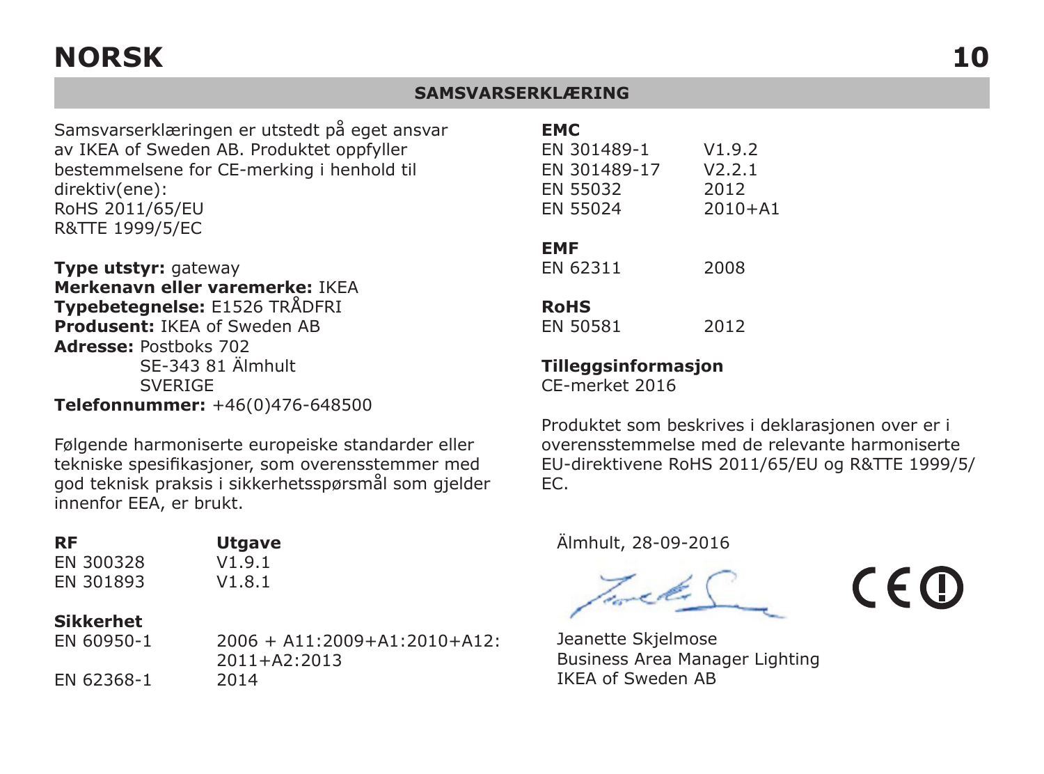# NORSK

## SAMSVARSERKLÆRING

Samsvarserklæringen er utstedt på eget ansvar av IKEA of Sweden AB. Produktet oppfyller bestemmelsene for CE-merking i henhold til direktiv(ene):
RoHS 2011/65/EU
R&TTE 1999/5/EC

**Type utstyr:** gateway
**Merkenavn eller varemerke:** IKEA
**Typebetegnelse:** E1526 TRÅDFRI
**Produsent:** IKEA of Sweden AB
**Adresse:** Postboks 702
SE-343 81 Älmhult
SVERIGE
**Telefonnummer:** +46(0)476-648500

Følgende harmoniserte europeiske standarder eller tekniske spesifikasjoner, som overensstemmer med god teknisk praksis i sikkerhetsspørsmål som gjelder innenfor EEA, er brukt.

| RF | Utgave |
|---|---|
| EN 300328 | V1.9.1 |
| EN 301893 | V1.8.1 |

**Sikkerhet**

| | |
|---|---|
| EN 60950-1 | 2006 + A11:2009+A1:2010+A12:2011+A2:2013 |
| EN 62368-1 | 2014 |

**EMC**

| | |
|---|---|
| EN 301489-1 | V1.9.2 |
| EN 301489-17 | V2.2.1 |
| EN 55032 | 2012 |
| EN 55024 | 2010+A1 |

**EMF**

| | |
|---|---|
| EN 62311 | 2008 |

**RoHS**

| | |
|---|---|
| EN 50581 | 2012 |

**Tilleggsinformasjon**
CE-merket 2016

Produktet som beskrives i deklarasjonen over er i overensstemmelse med de relevante harmoniserte EU-direktivene RoHS 2011/65/EU og R&TTE 1999/5/EC.

Älmhult, 28-09-2016

Jeanette Skjelmose
Business Area Manager Lighting
IKEA of Sweden AB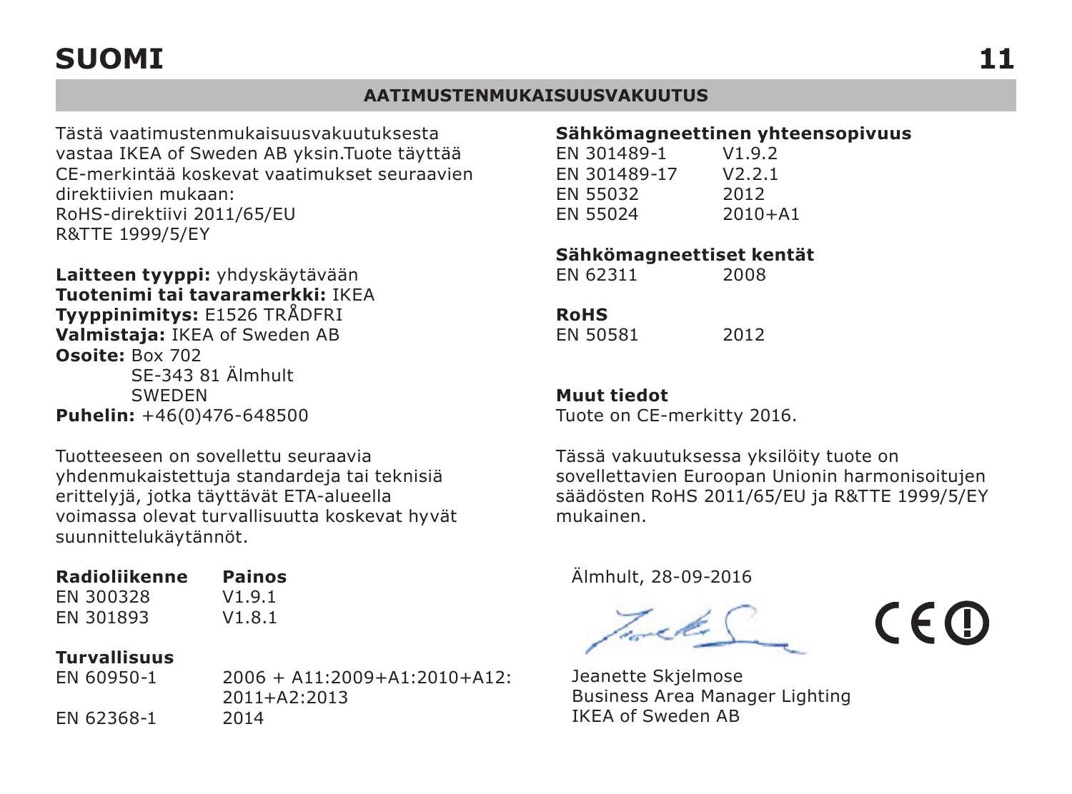# SUOMI

## AATIMUSTENMUKAISUUSVAKUUTUS

Tästä vaatimustenmukaisuusvakuutuksesta vastaa IKEA of Sweden AB yksin.Tuote täyttää CE-merkintää koskevat vaatimukset seuraavien direktiivien mukaan:
RoHS-direktiivi 2011/65/EU
R&TTE 1999/5/EY

**Laitteen tyyppi:** yhdyskäytävään
**Tuotenimi tai tavaramerkki:** IKEA
**Tyyppinimitys:** E1526 TRÅDFRI
**Valmistaja:** IKEA of Sweden AB
**Osoite:** Box 702
SE-343 81 Älmhult
SWEDEN
**Puhelin:** +46(0)476-648500

Tuotteeseen on sovellettu seuraavia yhdenmukaistettuja standardeja tai teknisiä erittelyjä, jotka täyttävät ETA-alueella voimassa olevat turvallisuutta koskevat hyvät suunnittelukäytännöt.

| **Radioliikenne** | **Painos** |
| --- | --- |
| EN 300328 | V1.9.1 |
| EN 301893 | V1.8.1 |

**Turvallisuus**

| | |
| --- | --- |
| EN 60950-1 | 2006 + A11:2009+A1:2010+A12: 2011+A2:2013 |
| EN 62368-1 | 2014 |

**Sähkömagneettinen yhteensopivuus**

| | |
| --- | --- |
| EN 301489-1 | V1.9.2 |
| EN 301489-17 | V2.2.1 |
| EN 55032 | 2012 |
| EN 55024 | 2010+A1 |

**Sähkömagneettiset kentät**

| | |
| --- | --- |
| EN 62311 | 2008 |

**RoHS**

| | |
| --- | --- |
| EN 50581 | 2012 |

**Muut tiedot**
Tuote on CE-merkitty 2016.

Tässä vakuutuksessa yksilöity tuote on sovellettavien Euroopan Unionin harmonisoitujen säädösten RoHS 2011/65/EU ja R&TTE 1999/5/EY mukainen.

Älmhult, 28-09-2016

Jeanette Skjelmose
Business Area Manager Lighting
IKEA of Sweden AB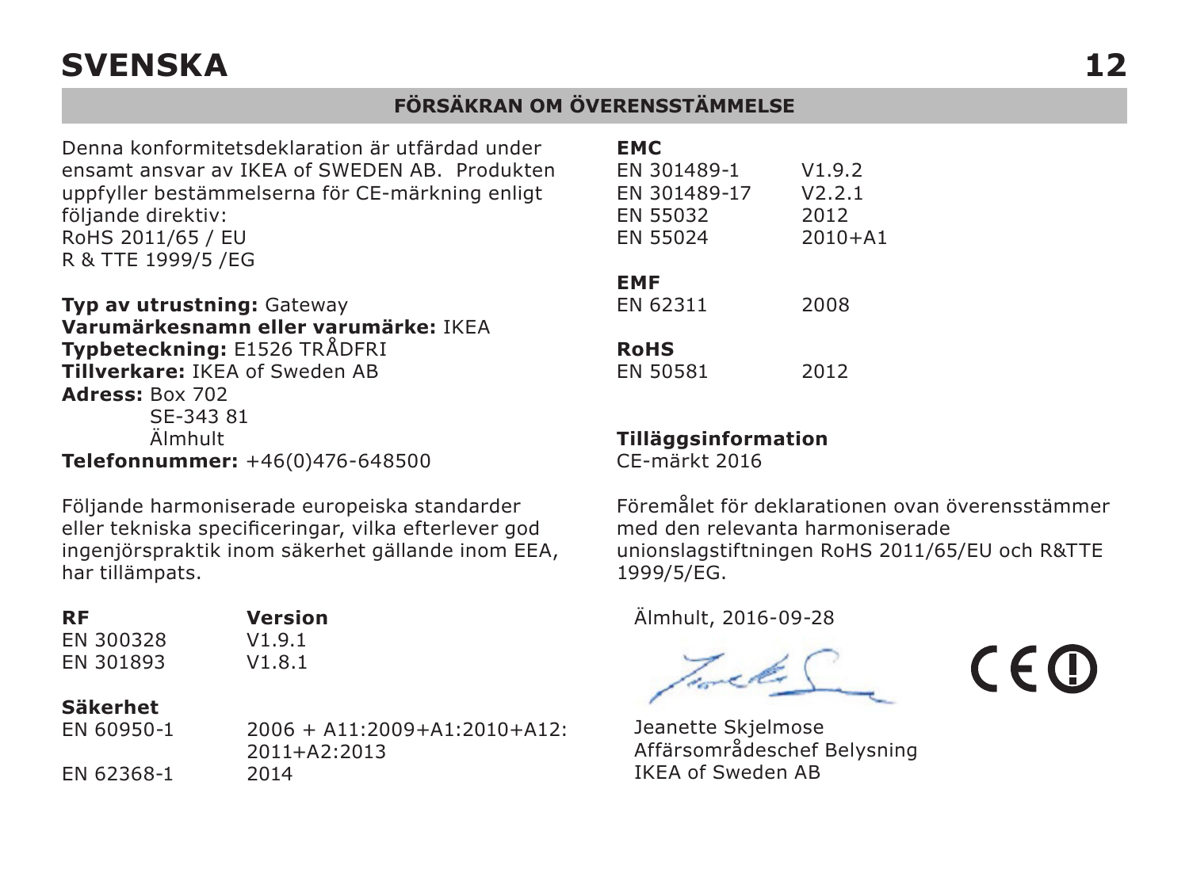# SVENSKA

## FÖRSÄKRAN OM ÖVERENSSTÄMMELSE

Denna konformitetsdeklaration är utfärdad under ensamt ansvar av IKEA of SWEDEN AB. Produkten uppfyller bestämmelserna för CE-märkning enligt följande direktiv:
RoHS 2011/65 / EU
R & TTE 1999/5 /EG

**Typ av utrustning:** Gateway
**Varumärkesnamn eller varumärke:** IKEA
**Typbeteckning:** E1526 TRÅDFRI
**Tillverkare:** IKEA of Sweden AB
**Adress:** Box 702
SE-343 81
Älmhult
**Telefonnummer:** +46(0)476-648500

Följande harmoniserade europeiska standarder eller tekniska specificeringar, vilka efterlever god ingenjörspraktik inom säkerhet gällande inom EEA, har tillämpats.

| **RF** | **Version** |
|---|---|
| EN 300328 | V1.9.1 |
| EN 301893 | V1.8.1 |

**Säkerhet**

| | |
|---|---|
| EN 60950-1 | 2006 + A11:2009+A1:2010+A12: 2011+A2:2013 |
| EN 62368-1 | 2014 |

**EMC**

| | |
|---|---|
| EN 301489-1 | V1.9.2 |
| EN 301489-17 | V2.2.1 |
| EN 55032 | 2012 |
| EN 55024 | 2010+A1 |

**EMF**

| | |
|---|---|
| EN 62311 | 2008 |

**RoHS**

| | |
|---|---|
| EN 50581 | 2012 |

**Tilläggsinformation**
CE-märkt 2016

Föremålet för deklarationen ovan överensstämmer med den relevanta harmoniserade unionslagstiftningen RoHS 2011/65/EU och R&TTE 1999/5/EG.

Älmhult, 2016-09-28

Jeanette Skjelmose
Affärsområdeschef Belysning
IKEA of Sweden AB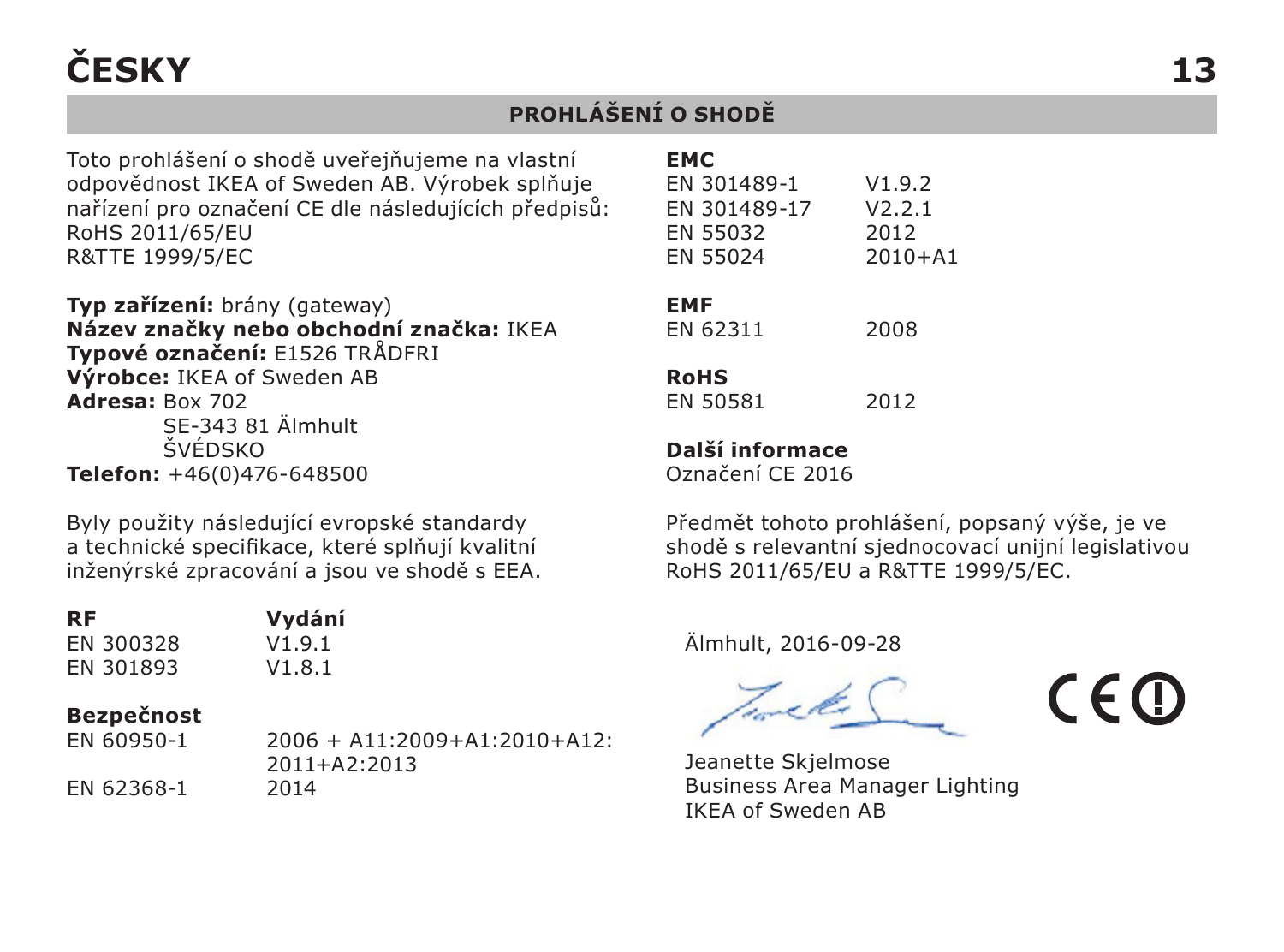# ČESKY

## PROHLÁŠENÍ O SHODĚ

Toto prohlášení o shodě uveřejňujeme na vlastní odpovědnost IKEA of Sweden AB. Výrobek splňuje nařízení pro označení CE dle následujících předpisů:
RoHS 2011/65/EU
R&TTE 1999/5/EC

**Typ zařízení:** brány (gateway)
**Název značky nebo obchodní značka:** IKEA
**Typové označení:** E1526 TRÅDFRI
**Výrobce:** IKEA of Sweden AB
**Adresa:** Box 702
SE-343 81 Älmhult
ŠVÉDSKO
**Telefon:** +46(0)476-648500

Byly použity následující evropské standardy a technické specifikace, které splňují kvalitní inženýrské zpracování a jsou ve shodě s EEA.

| **RF** | **Vydání** |
|---|---|
| EN 300328 | V1.9.1 |
| EN 301893 | V1.8.1 |

**Bezpečnost**

| | |
|---|---|
| EN 60950-1 | 2006 + A11:2009+A1:2010+A12:2011+A2:2013 |
| EN 62368-1 | 2014 |

**EMC**

| | |
|---|---|
| EN 301489-1 | V1.9.2 |
| EN 301489-17 | V2.2.1 |
| EN 55032 | 2012 |
| EN 55024 | 2010+A1 |

**EMF**

| | |
|---|---|
| EN 62311 | 2008 |

**RoHS**

| | |
|---|---|
| EN 50581 | 2012 |

**Další informace**
Označení CE 2016

Předmět tohoto prohlášení, popsaný výše, je ve shodě s relevantní sjednocovací unijní legislativou RoHS 2011/65/EU a R&TTE 1999/5/EC.

Älmhult, 2016-09-28

Jeanette Skjelmose
Business Area Manager Lighting
IKEA of Sweden AB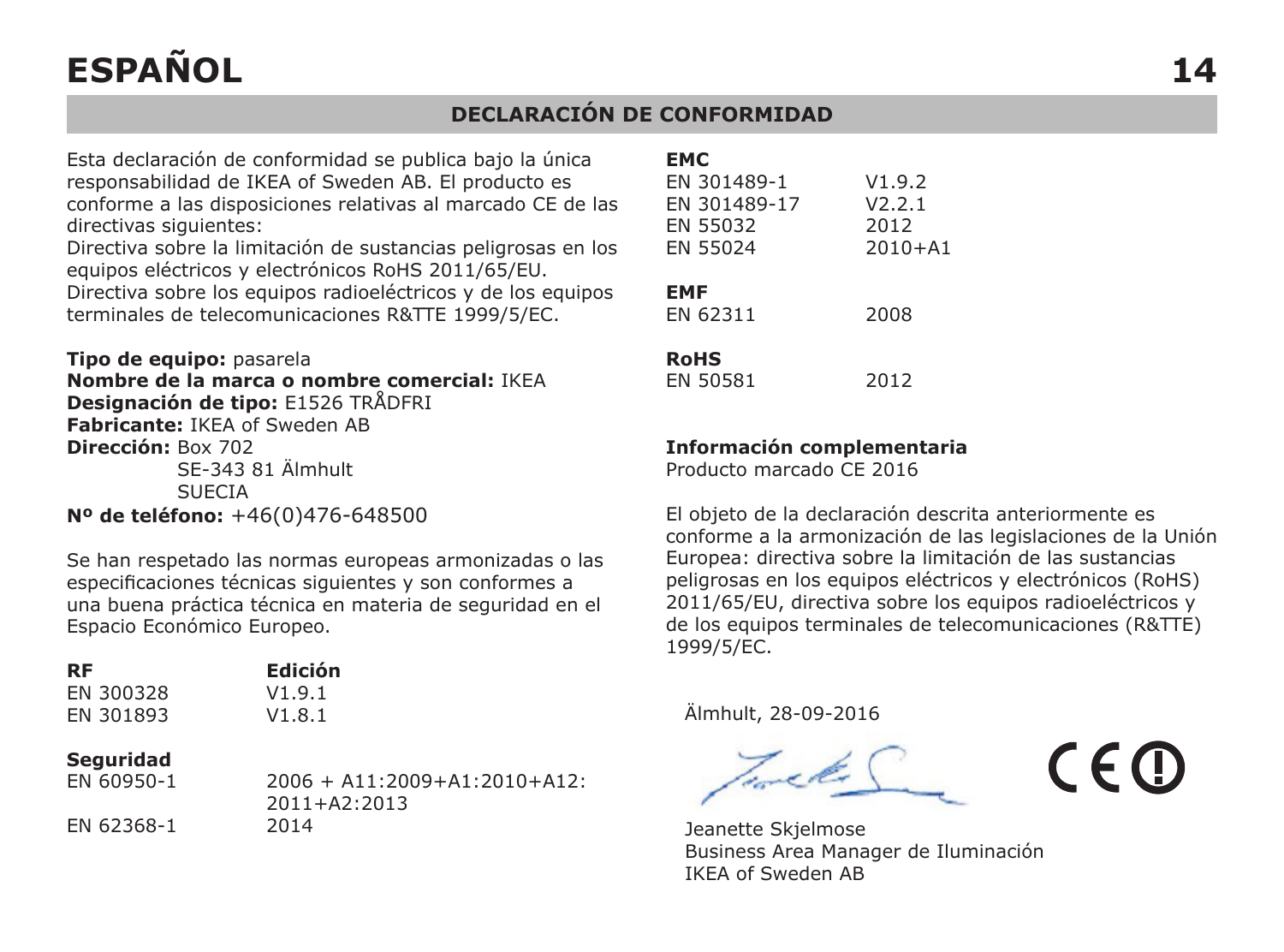# ESPAÑOL

## DECLARACIÓN DE CONFORMIDAD

Esta declaración de conformidad se publica bajo la única responsabilidad de IKEA of Sweden AB. El producto es conforme a las disposiciones relativas al marcado CE de las directivas siguientes:
Directiva sobre la limitación de sustancias peligrosas en los equipos eléctricos y electrónicos RoHS 2011/65/EU.
Directiva sobre los equipos radioeléctricos y de los equipos terminales de telecomunicaciones R&TTE 1999/5/EC.

**Tipo de equipo:** pasarela
**Nombre de la marca o nombre comercial:** IKEA
**Designación de tipo:** E1526 TRÅDFRI
**Fabricante:** IKEA of Sweden AB
**Dirección:** Box 702
SE-343 81 Älmhult
SUECIA
**Nº de teléfono:** +46(0)476-648500

Se han respetado las normas europeas armonizadas o las especificaciones técnicas siguientes y son conformes a una buena práctica técnica en materia de seguridad en el Espacio Económico Europeo.

| **RF** | **Edición** |
|---|---|
| EN 300328 | V1.9.1 |
| EN 301893 | V1.8.1 |

| **Seguridad** | |
|---|---|
| EN 60950-1 | 2006 + A11:2009+A1:2010+A12: 2011+A2:2013 |
| EN 62368-1 | 2014 |

| **EMC** | |
|---|---|
| EN 301489-1 | V1.9.2 |
| EN 301489-17 | V2.2.1 |
| EN 55032 | 2012 |
| EN 55024 | 2010+A1 |

| **EMF** | |
|---|---|
| EN 62311 | 2008 |

| **RoHS** | |
|---|---|
| EN 50581 | 2012 |

**Información complementaria**
Producto marcado CE 2016

El objeto de la declaración descrita anteriormente es conforme a la armonización de las legislaciones de la Unión Europea: directiva sobre la limitación de las sustancias peligrosas en los equipos eléctricos y electrónicos (RoHS) 2011/65/EU, directiva sobre los equipos radioeléctricos y de los equipos terminales de telecomunicaciones (R&TTE) 1999/5/EC.

Älmhult, 28-09-2016

Jeanette Skjelmose
Business Area Manager de Iluminación
IKEA of Sweden AB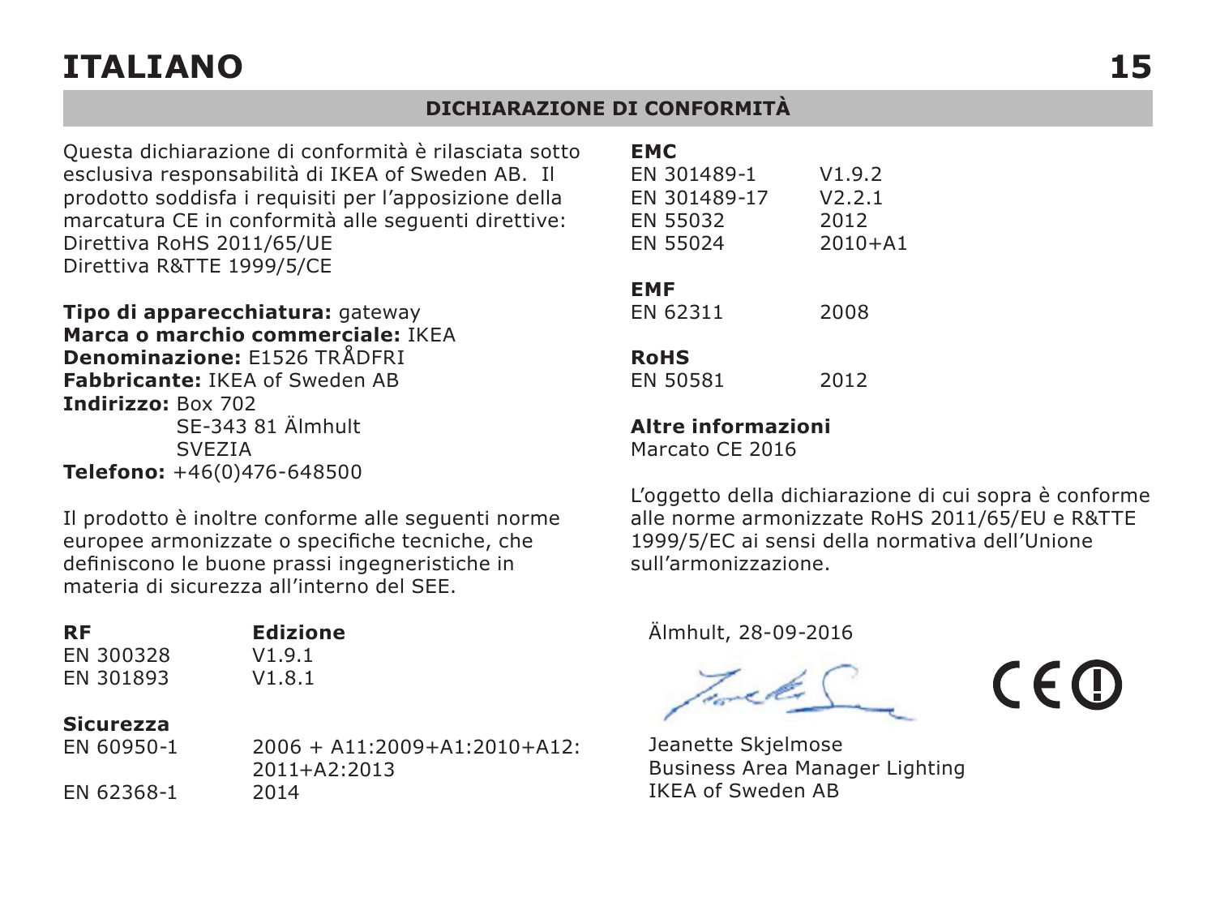# ITALIANO

## DICHIARAZIONE DI CONFORMITÀ

Questa dichiarazione di conformità è rilasciata sotto esclusiva responsabilità di IKEA of Sweden AB. Il prodotto soddisfa i requisiti per l'apposizione della marcatura CE in conformità alle seguenti direttive:
Direttiva RoHS 2011/65/UE
Direttiva R&TTE 1999/5/CE

**Tipo di apparecchiatura:** gateway
**Marca o marchio commerciale:** IKEA
**Denominazione:** E1526 TRÅDFRI
**Fabbricante:** IKEA of Sweden AB
**Indirizzo:** Box 702
SE-343 81 Älmhult
SVEZIA
**Telefono:** +46(0)476-648500

Il prodotto è inoltre conforme alle seguenti norme europee armonizzate o specifiche tecniche, che definiscono le buone prassi ingegneristiche in materia di sicurezza all'interno del SEE.

| **RF** | **Edizione** |
|---|---|
| EN 300328 | V1.9.1 |
| EN 301893 | V1.8.1 |

| **Sicurezza** | |
|---|---|
| EN 60950-1 | 2006 + A11:2009+A1:2010+A12:2011+A2:2013 |
| EN 62368-1 | 2014 |

| **EMC** | |
|---|---|
| EN 301489-1 | V1.9.2 |
| EN 301489-17 | V2.2.1 |
| EN 55032 | 2012 |
| EN 55024 | 2010+A1 |

| **EMF** | |
|---|---|
| EN 62311 | 2008 |

| **RoHS** | |
|---|---|
| EN 50581 | 2012 |

**Altre informazioni**
Marcato CE 2016

L'oggetto della dichiarazione di cui sopra è conforme alle norme armonizzate RoHS 2011/65/EU e R&TTE 1999/5/EC ai sensi della normativa dell'Unione sull'armonizzazione.

Älmhult, 28-09-2016

Jeanette Skjelmose
Business Area Manager Lighting
IKEA of Sweden AB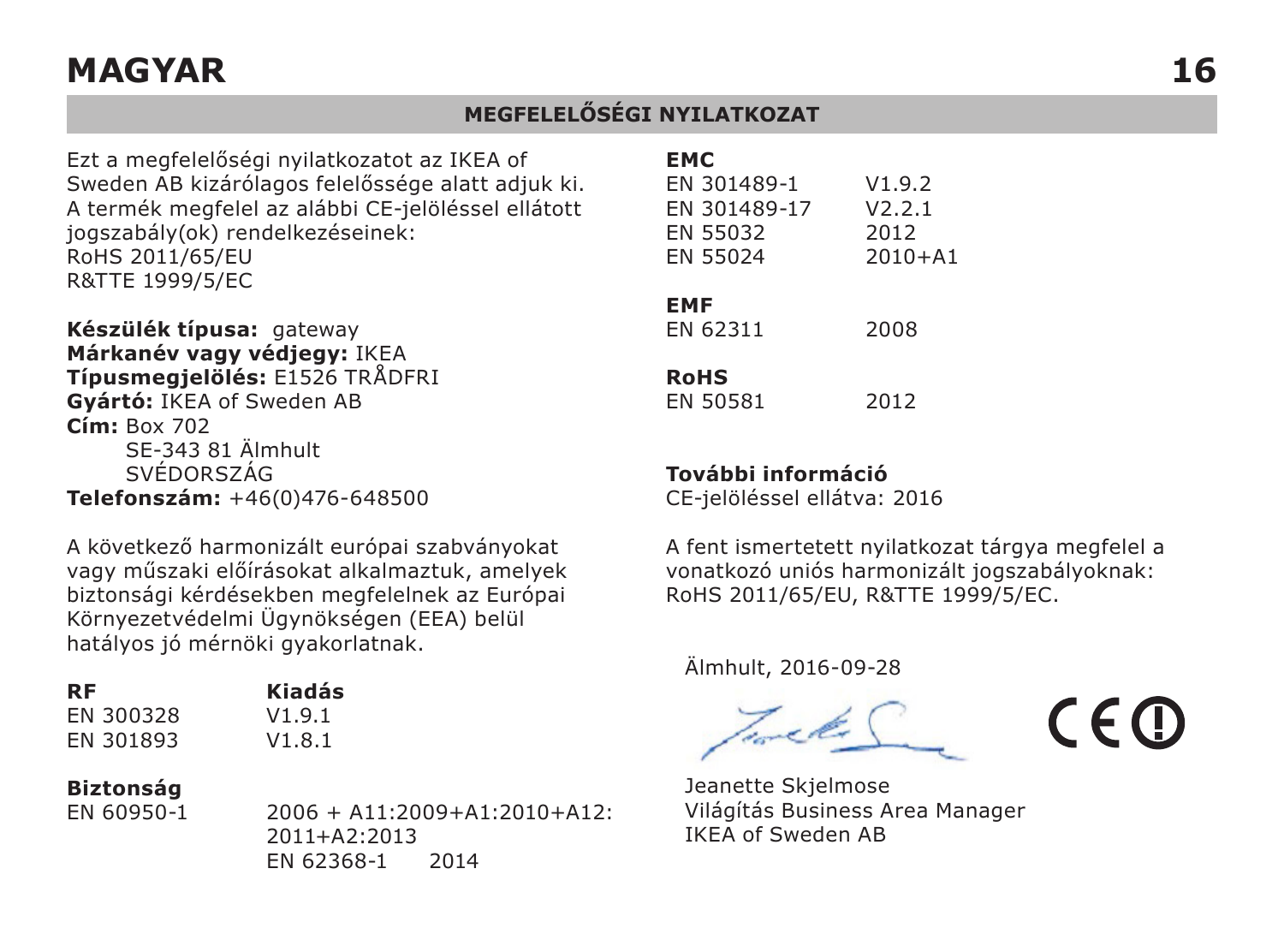# MAGYAR

## MEGFELELŐSÉGI NYILATKOZAT

Ezt a megfelelőségi nyilatkozatot az IKEA of Sweden AB kizárólagos felelőssége alatt adjuk ki. A termék megfelel az alábbi CE-jelöléssel ellátott jogszabály(ok) rendelkezéseinek:
RoHS 2011/65/EU
R&TTE 1999/5/EC

**Készülék típusa:** gateway
**Márkanév vagy védjegy:** IKEA
**Típusmegjelölés:** E1526 TRÅDFRI
**Gyártó:** IKEA of Sweden AB
**Cím:** Box 702
SE-343 81 Älmhult
SVÉDORSZÁG
**Telefonszám:** +46(0)476-648500

A következő harmonizált európai szabványokat vagy műszaki előírásokat alkalmaztuk, amelyek biztonsági kérdésekben megfelelnek az Európai Környezetvédelmi Ügynökségen (EEA) belül hatályos jó mérnöki gyakorlatnak.

| **RF** | **Kiadás** |
|---|---|
| EN 300328 | V1.9.1 |
| EN 301893 | V1.8.1 |

**Biztonság**

| | |
|---|---|
| EN 60950-1 | 2006 + A11:2009+A1:2010+A12: 2011+A2:2013 |
| EN 62368-1 | 2014 |

**EMC**

| | |
|---|---|
| EN 301489-1 | V1.9.2 |
| EN 301489-17 | V2.2.1 |
| EN 55032 | 2012 |
| EN 55024 | 2010+A1 |

**EMF**

| | |
|---|---|
| EN 62311 | 2008 |

**RoHS**

| | |
|---|---|
| EN 50581 | 2012 |

**További információ**
CE-jelöléssel ellátva: 2016

A fent ismertetett nyilatkozat tárgya megfelel a vonatkozó uniós harmonizált jogszabályoknak: RoHS 2011/65/EU, R&TTE 1999/5/EC.

Älmhult, 2016-09-28

Jeanette Skjelmose
Világítás Business Area Manager
IKEA of Sweden AB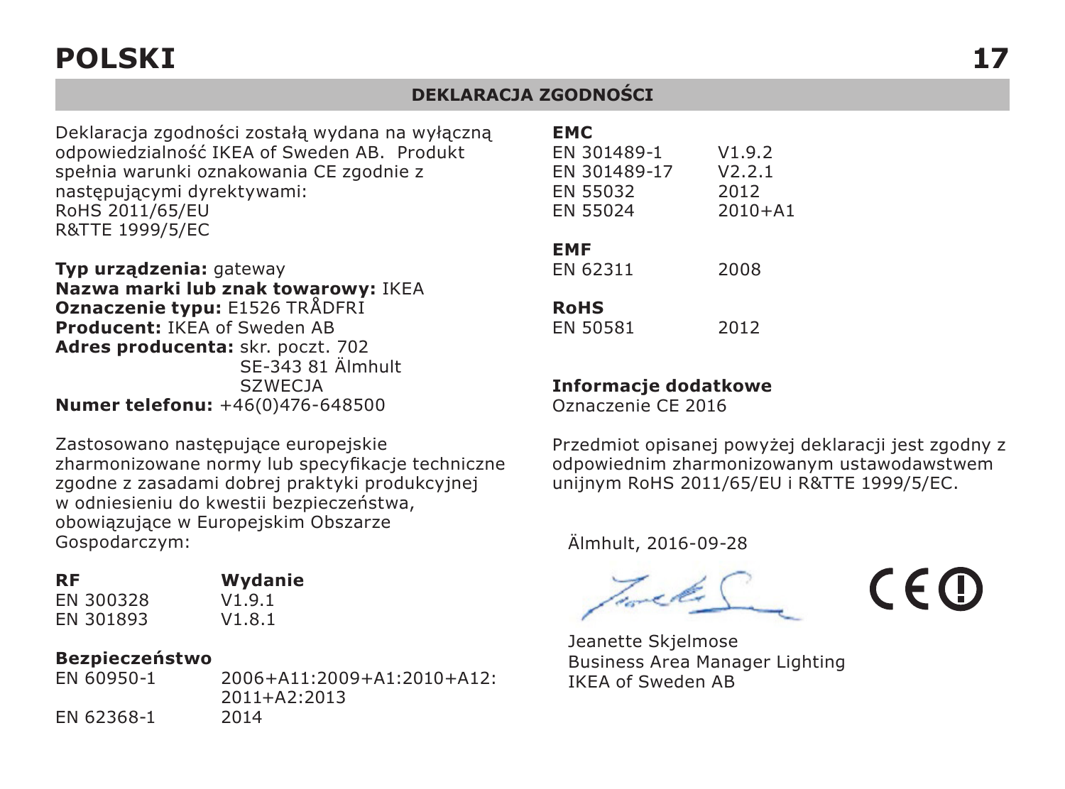# POLSKI

## DEKLARACJA ZGODNOŚCI

Deklaracja zgodności zostałą wydana na wyłączną odpowiedzialność IKEA of Sweden AB. Produkt spełnia warunki oznakowania CE zgodnie z następującymi dyrektywami:
RoHS 2011/65/EU
R&TTE 1999/5/EC

**Typ urządzenia:** gateway
**Nazwa marki lub znak towarowy:** IKEA
**Oznaczenie typu:** E1526 TRÅDFRI
**Producent:** IKEA of Sweden AB
**Adres producenta:** skr. poczt. 702
SE-343 81 Älmhult
SZWECJA
**Numer telefonu:** +46(0)476-648500

Zastosowano następujące europejskie zharmonizowane normy lub specyfikacje techniczne zgodne z zasadami dobrej praktyki produkcyjnej w odniesieniu do kwestii bezpieczeństwa, obowiązujące w Europejskim Obszarze Gospodarczym:

| **RF** | **Wydanie** |
|---|---|
| EN 300328 | V1.9.1 |
| EN 301893 | V1.8.1 |

**Bezpieczeństwo**

| | |
|---|---|
| EN 60950-1 | 2006+A11:2009+A1:2010+A12:2011+A2:2013 |
| EN 62368-1 | 2014 |

**EMC**

| | |
|---|---|
| EN 301489-1 | V1.9.2 |
| EN 301489-17 | V2.2.1 |
| EN 55032 | 2012 |
| EN 55024 | 2010+A1 |

**EMF**

| | |
|---|---|
| EN 62311 | 2008 |

**RoHS**

| | |
|---|---|
| EN 50581 | 2012 |

**Informacje dodatkowe**
Oznaczenie CE 2016

Przedmiot opisanej powyżej deklaracji jest zgodny z odpowiednim zharmonizowanym ustawodawstwem unijnym RoHS 2011/65/EU i R&TTE 1999/5/EC.

Älmhult, 2016-09-28

Jeanette Skjelmose
Business Area Manager Lighting
IKEA of Sweden AB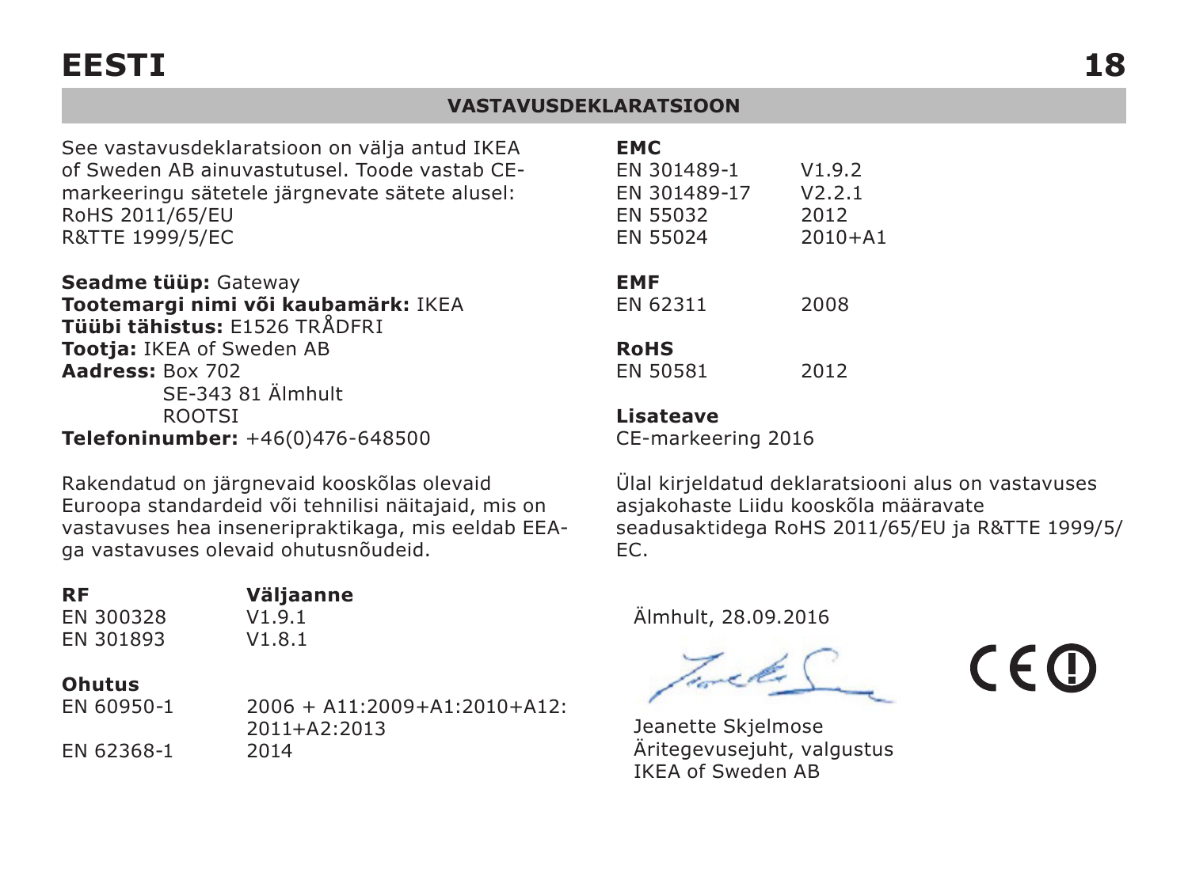# EESTI

## VASTAVUSDEKLARATSIOON

See vastavusdeklaratsioon on välja antud IKEA of Sweden AB ainuvastutusel. Toode vastab CE-markeeringu sätetele järgnevate sätete alusel:
RoHS 2011/65/EU
R&TTE 1999/5/EC

**Seadme tüüp:** Gateway
**Tootemargi nimi või kaubamärk:** IKEA
**Tüübi tähistus:** E1526 TRÅDFRI
**Tootja:** IKEA of Sweden AB
**Aadress:** Box 702
SE-343 81 Älmhult
ROOTSI
**Telefoninumber:** +46(0)476-648500

Rakendatud on järgnevaid kooskõlas olevaid Euroopa standardeid või tehnilisi näitajaid, mis on vastavuses hea inseneripraktikaga, mis eeldab EEA-ga vastavuses olevaid ohutusnõudeid.

| **RF** | **Väljaanne** |
|---|---|
| EN 300328 | V1.9.1 |
| EN 301893 | V1.8.1 |

| **Ohutus** | |
|---|---|
| EN 60950-1 | 2006 + A11:2009+A1:2010+A12:2011+A2:2013 |
| EN 62368-1 | 2014 |

| **EMC** | |
|---|---|
| EN 301489-1 | V1.9.2 |
| EN 301489-17 | V2.2.1 |
| EN 55032 | 2012 |
| EN 55024 | 2010+A1 |

| **EMF** | |
|---|---|
| EN 62311 | 2008 |

| **RoHS** | |
|---|---|
| EN 50581 | 2012 |

**Lisateave**
CE-markeering 2016

Ülal kirjeldatud deklaratsiooni alus on vastavuses asjakohaste Liidu kooskõla määravate seadusaktidega RoHS 2011/65/EU ja R&TTE 1999/5/EC.

Älmhult, 28.09.2016

Jeanette Skjelmose
Äritegevusejuht, valgustus
IKEA of Sweden AB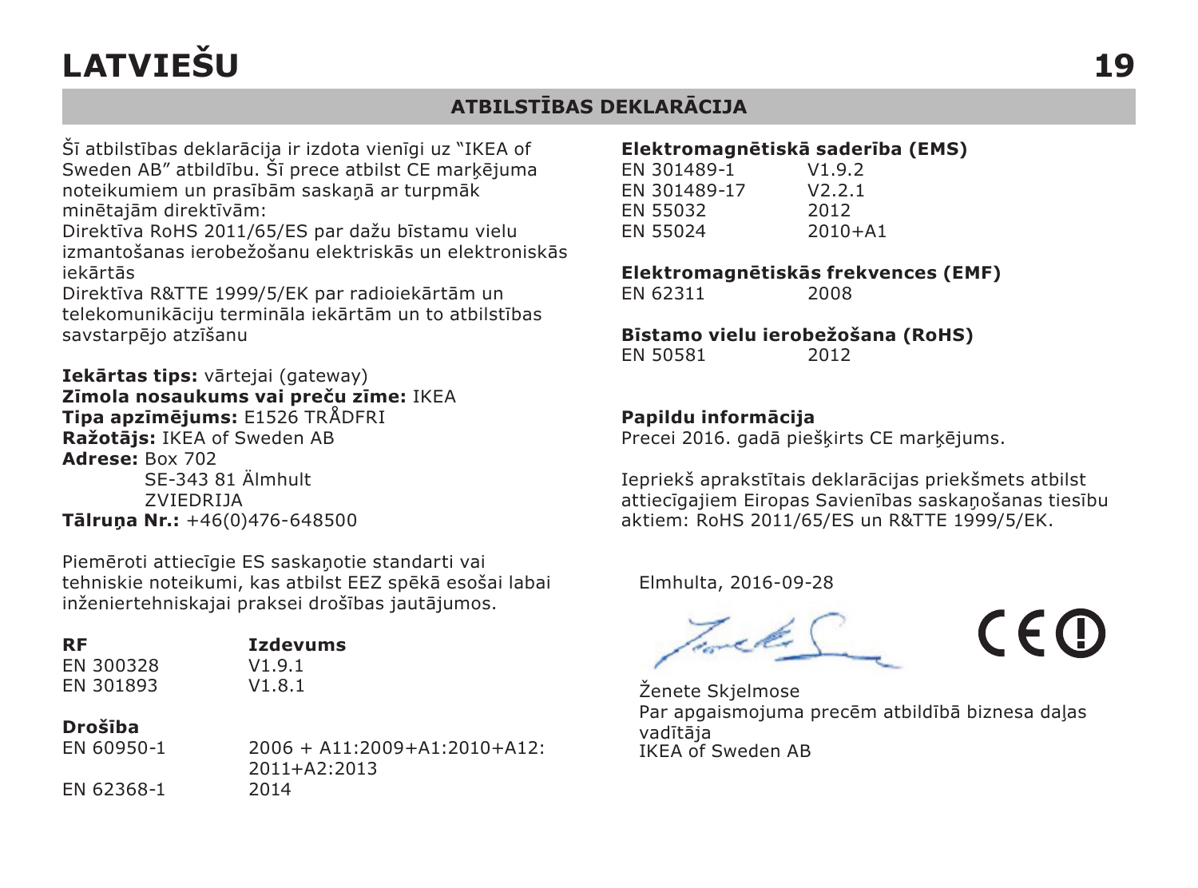# LATVIEŠU

## ATBILSTĪBAS DEKLARĀCIJA

Šī atbilstības deklarācija ir izdota vienīgi uz "IKEA of Sweden AB" atbildību. Šī prece atbilst CE marķējuma noteikumiem un prasībām saskaņā ar turpmāk minētajām direktīvām:
Direktīva RoHS 2011/65/ES par dažu bīstamu vielu izmantošanas ierobežošanu elektriskās un elektroniskās iekārtās
Direktīva R&TTE 1999/5/EK par radioiekārtām un telekomunikāciju termināla iekārtām un to atbilstības savstarpējo atzīšanu

**Iekārtas tips:** vārtejai (gateway)
**Zīmola nosaukums vai preču zīme:** IKEA
**Tipa apzīmējums:** E1526 TRÅDFRI
**Ražotājs:** IKEA of Sweden AB
**Adrese:** Box 702
SE-343 81 Älmhult
ZVIEDRIJA
**Tālruņa Nr.:** +46(0)476-648500

Piemēroti attiecīgie ES saskaņotie standarti vai tehniskie noteikumi, kas atbilst EEZ spēkā esošai labai inženiertehniskajai praksei drošības jautājumos.

| **RF** | **Izdevums** |
|---|---|
| EN 300328 | V1.9.1 |
| EN 301893 | V1.8.1 |

**Drošība**

| | |
|---|---|
| EN 60950-1 | 2006 + A11:2009+A1:2010+A12:2011+A2:2013 |
| EN 62368-1 | 2014 |

**Elektromagnētiskā saderība (EMS)**

| | |
|---|---|
| EN 301489-1 | V1.9.2 |
| EN 301489-17 | V2.2.1 |
| EN 55032 | 2012 |
| EN 55024 | 2010+A1 |

**Elektromagnētiskās frekvences (EMF)**

| | |
|---|---|
| EN 62311 | 2008 |

**Bīstamo vielu ierobežošana (RoHS)**

| | |
|---|---|
| EN 50581 | 2012 |

**Papildu informācija**
Precei 2016. gadā piešķirts CE marķējums.

Iepriekš aprakstītais deklarācijas priekšmets atbilst attiecīgajiem Eiropas Savienības saskaņošanas tiesību aktiem: RoHS 2011/65/ES un R&TTE 1999/5/EK.

Elmhulta, 2016-09-28

Ženete Skjelmose
Par apgaismojuma precēm atbildībā biznesa daļas vadītāja
IKEA of Sweden AB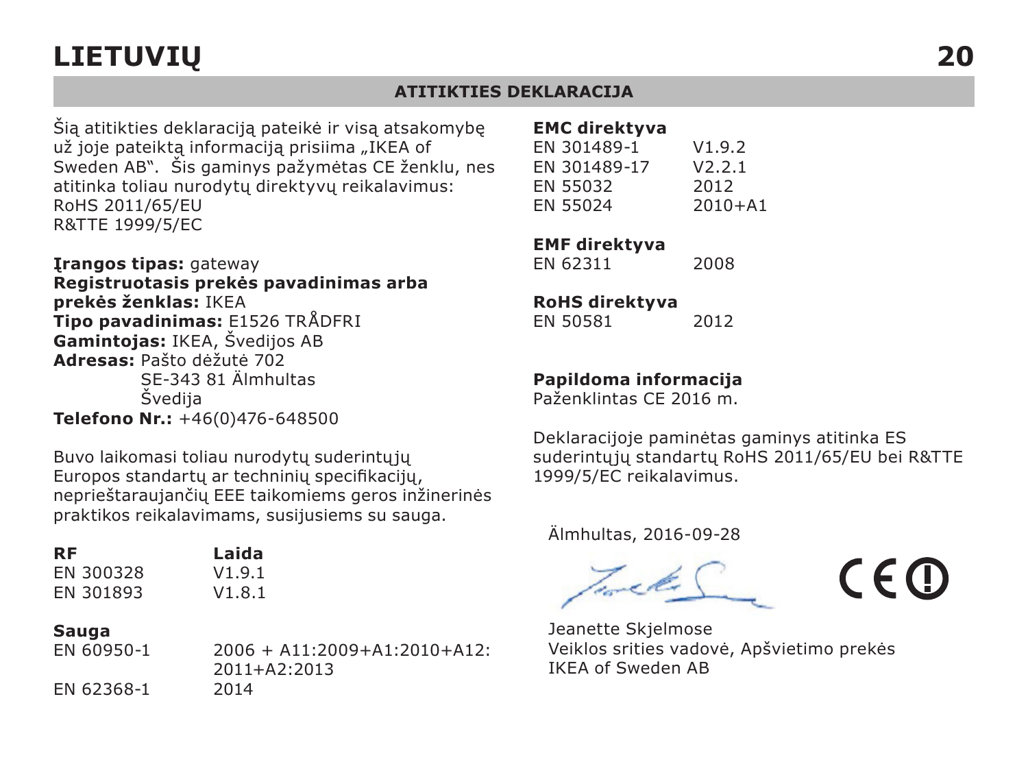# LIETUVIŲ

## ATITIKTIES DEKLARACIJA

Šią atitikties deklaraciją pateikė ir visą atsakomybę už joje pateiktą informaciją prisiima „IKEA of Sweden AB“. Šis gaminys pažymėtas CE ženklu, nes atitinka toliau nurodytų direktyvų reikalavimus:
RoHS 2011/65/EU
R&TTE 1999/5/EC

**Įrangos tipas:** gateway
**Registruotasis prekės pavadinimas arba prekės ženklas:** IKEA
**Tipo pavadinimas:** E1526 TRÅDFRI
**Gamintojas:** IKEA, Švedijos AB
**Adresas:** Pašto dėžutė 702
SE-343 81 Älmhultas
Švedija
**Telefono Nr.:** +46(0)476-648500

Buvo laikomasi toliau nurodytų suderintųjų Europos standartų ar techninių specifikacijų, neprieštaraujančių EEE taikomiems geros inžinerinės praktikos reikalavimams, susijusiems su sauga.

| RF | Laida |
|---|---|
| EN 300328 | V1.9.1 |
| EN 301893 | V1.8.1 |

**Sauga**

| | |
|---|---|
| EN 60950-1 | 2006 + A11:2009+A1:2010+A12:2011+A2:2013 |
| EN 62368-1 | 2014 |

**EMC direktyva**

| | |
|---|---|
| EN 301489-1 | V1.9.2 |
| EN 301489-17 | V2.2.1 |
| EN 55032 | 2012 |
| EN 55024 | 2010+A1 |

**EMF direktyva**

| | |
|---|---|
| EN 62311 | 2008 |

**RoHS direktyva**

| | |
|---|---|
| EN 50581 | 2012 |

**Papildoma informacija**
Paženklintas CE 2016 m.

Deklaracijoje paminėtas gaminys atitinka ES suderintųjų standartų RoHS 2011/65/EU bei R&TTE 1999/5/EC reikalavimus.

Älmhultas, 2016-09-28

Jeanette Skjelmose
Veiklos srities vadovė, Apšvietimo prekės
IKEA of Sweden AB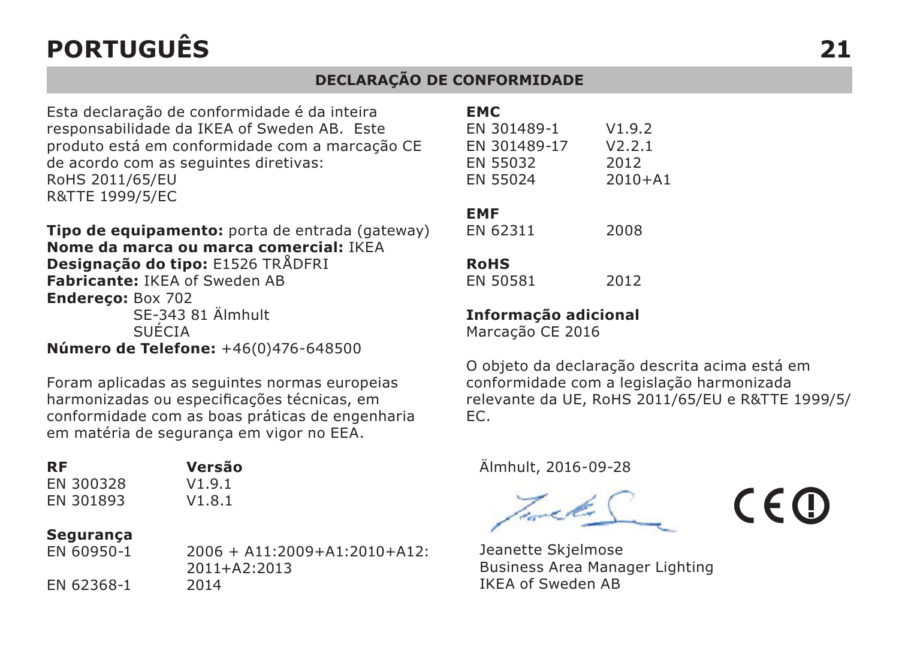# PORTUGUÊS

## DECLARAÇÃO DE CONFORMIDADE

Esta declaração de conformidade é da inteira responsabilidade da IKEA of Sweden AB. Este produto está em conformidade com a marcação CE de acordo com as seguintes diretivas:
RoHS 2011/65/EU
R&TTE 1999/5/EC

**Tipo de equipamento:** porta de entrada (gateway)
**Nome da marca ou marca comercial:** IKEA
**Designação do tipo:** E1526 TRÅDFRI
**Fabricante:** IKEA of Sweden AB
**Endereço:** Box 702
SE-343 81 Älmhult
SUÉCIA
**Número de Telefone:** +46(0)476-648500

Foram aplicadas as seguintes normas europeias harmonizadas ou especificações técnicas, em conformidade com as boas práticas de engenharia em matéria de segurança em vigor no EEA.

| **RF** | **Versão** |
|---|---|
| EN 300328 | V1.9.1 |
| EN 301893 | V1.8.1 |
| **Segurança** | |
| EN 60950-1 | 2006 + A11:2009+A1:2010+A12:2011+A2:2013 |
| EN 62368-1 | 2014 |
| **EMC** | |
| EN 301489-1 | V1.9.2 |
| EN 301489-17 | V2.2.1 |
| EN 55032 | 2012 |
| EN 55024 | 2010+A1 |
| **EMF** | |
| EN 62311 | 2008 |
| **RoHS** | |
| EN 50581 | 2012 |

**Informação adicional**
Marcação CE 2016

O objeto da declaração descrita acima está em conformidade com a legislação harmonizada relevante da UE, RoHS 2011/65/EU e R&TTE 1999/5/EC.

Älmhult, 2016-09-28

Jeanette Skjelmose
Business Area Manager Lighting
IKEA of Sweden AB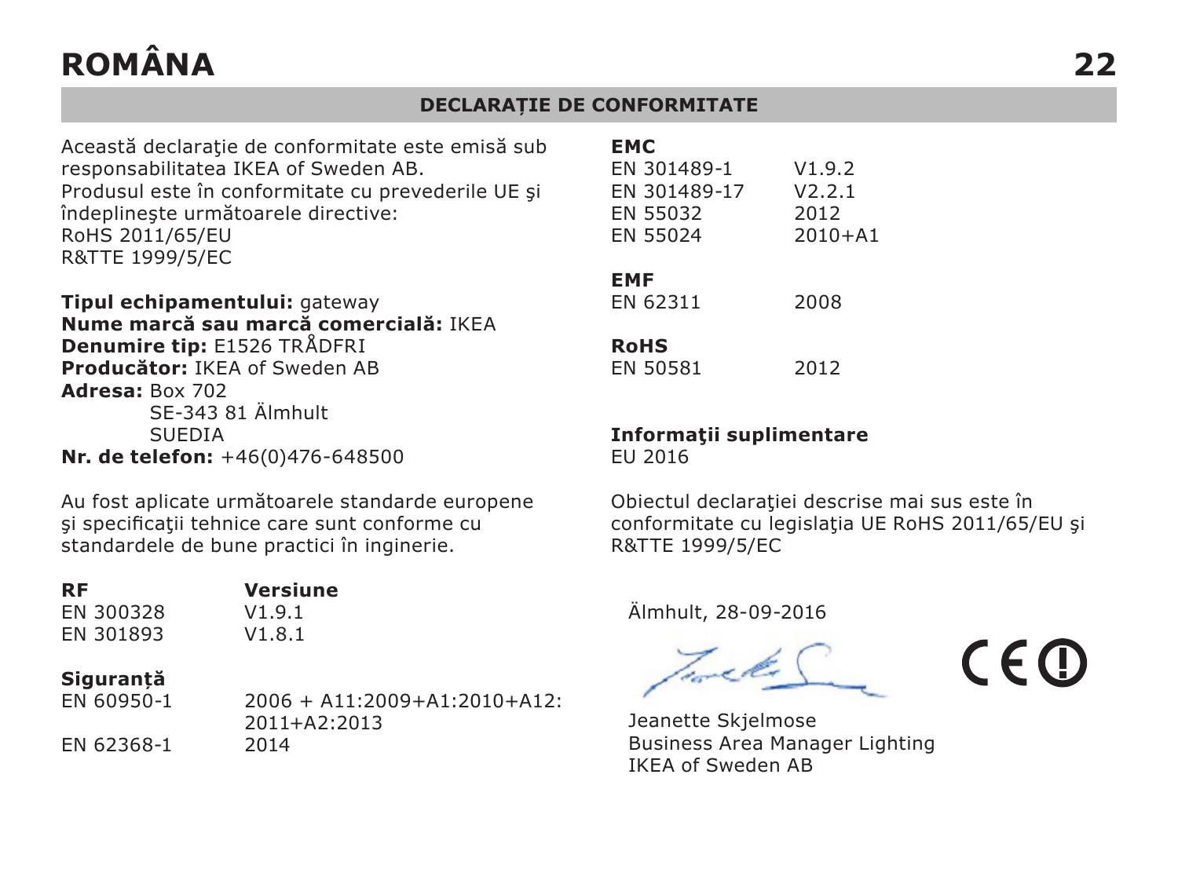# ROMÂNA

## DECLARAȚIE DE CONFORMITATE

Această declaraţie de conformitate este emisă sub responsabilitatea IKEA of Sweden AB.
Produsul este în conformitate cu prevederile UE şi îndeplineşte următoarele directive:
RoHS 2011/65/EU
R&TTE 1999/5/EC

**Tipul echipamentului:** gateway
**Nume marcă sau marcă comercială:** IKEA
**Denumire tip:** E1526 TRÅDFRI
**Producător:** IKEA of Sweden AB
**Adresa:** Box 702
SE-343 81 Älmhult
SUEDIA
**Nr. de telefon:** +46(0)476-648500

Au fost aplicate următoarele standarde europene şi specificaţii tehnice care sunt conforme cu standardele de bune practici în inginerie.

| **RF** | **Versiune** |
|---|---|
| EN 300328 | V1.9.1 |
| EN 301893 | V1.8.1 |

| **Siguranță** | |
|---|---|
| EN 60950-1 | 2006 + A11:2009+A1:2010+A12:2011+A2:2013 |
| EN 62368-1 | 2014 |

| **EMC** | |
|---|---|
| EN 301489-1 | V1.9.2 |
| EN 301489-17 | V2.2.1 |
| EN 55032 | 2012 |
| EN 55024 | 2010+A1 |

| **EMF** | |
|---|---|
| EN 62311 | 2008 |

| **RoHS** | |
|---|---|
| EN 50581 | 2012 |

**Informaţii suplimentare**
EU 2016

Obiectul declaraţiei descrise mai sus este în conformitate cu legislaţia UE RoHS 2011/65/EU şi R&TTE 1999/5/EC

Älmhult, 28-09-2016

Jeanette Skjelmose
Business Area Manager Lighting
IKEA of Sweden AB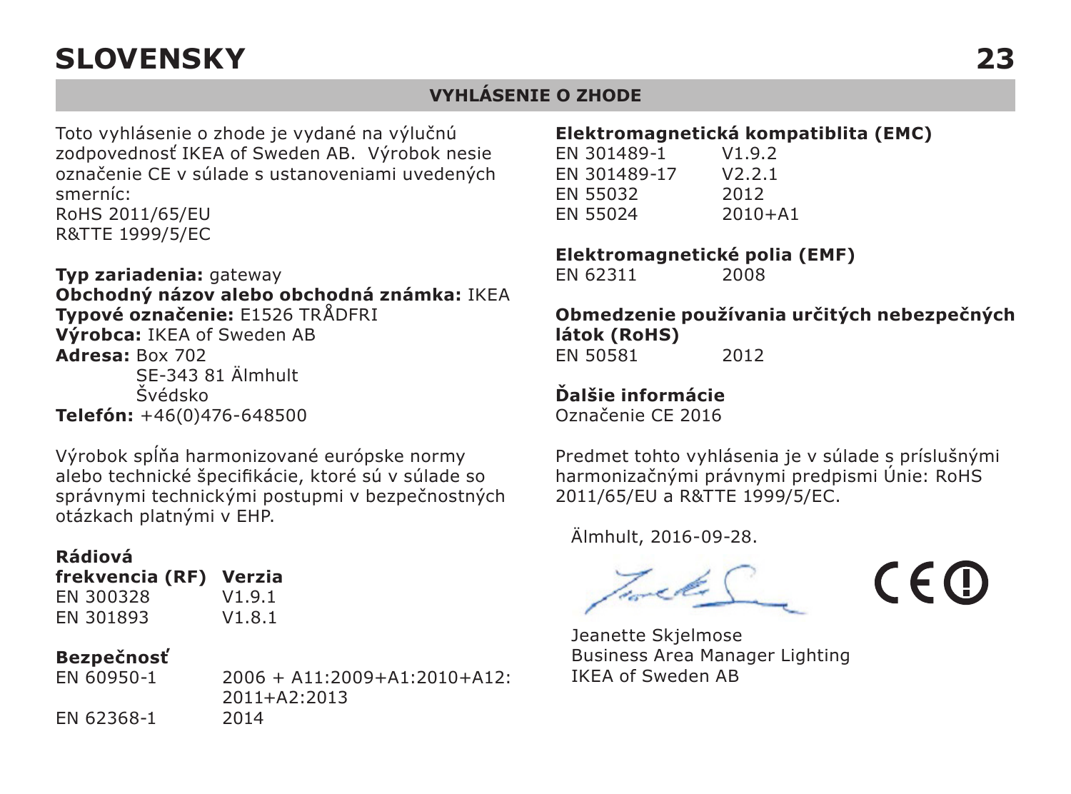# SLOVENSKY

## VYHLÁSENIE O ZHODE

Toto vyhlásenie o zhode je vydané na výlučnú zodpovednosť IKEA of Sweden AB. Výrobok nesie označenie CE v súlade s ustanoveniami uvedených smerníc:
RoHS 2011/65/EU
R&TTE 1999/5/EC

**Typ zariadenia:** gateway
**Obchodný názov alebo obchodná známka:** IKEA
**Typové označenie:** E1526 TRÅDFRI
**Výrobca:** IKEA of Sweden AB
**Adresa:** Box 702
SE-343 81 Älmhult
Švédsko
**Telefón:** +46(0)476-648500

Výrobok spĺňa harmonizované európske normy alebo technické špecifikácie, ktoré sú v súlade so správnymi technickými postupmi v bezpečnostných otázkach platnými v EHP.

| **Rádiová frekvencia (RF)** | **Verzia** |
|---|---|
| EN 300328 | V1.9.1 |
| EN 301893 | V1.8.1 |

**Bezpečnosť**

| | |
|---|---|
| EN 60950-1 | 2006 + A11:2009+A1:2010+A12:2011+A2:2013 |
| EN 62368-1 | 2014 |

**Elektromagnetická kompatiblita (EMC)**

| | |
|---|---|
| EN 301489-1 | V1.9.2 |
| EN 301489-17 | V2.2.1 |
| EN 55032 | 2012 |
| EN 55024 | 2010+A1 |

**Elektromagnetické polia (EMF)**

| | |
|---|---|
| EN 62311 | 2008 |

**Obmedzenie používania určitých nebezpečných látok (RoHS)**

| | |
|---|---|
| EN 50581 | 2012 |

**Ďalšie informácie**
Označenie CE 2016

Predmet tohto vyhlásenia je v súlade s príslušnými harmonizačnými právnymi predpismi Únie: RoHS 2011/65/EU a R&TTE 1999/5/EC.

Älmhult, 2016-09-28.

Jeanette Skjelmose
Business Area Manager Lighting
IKEA of Sweden AB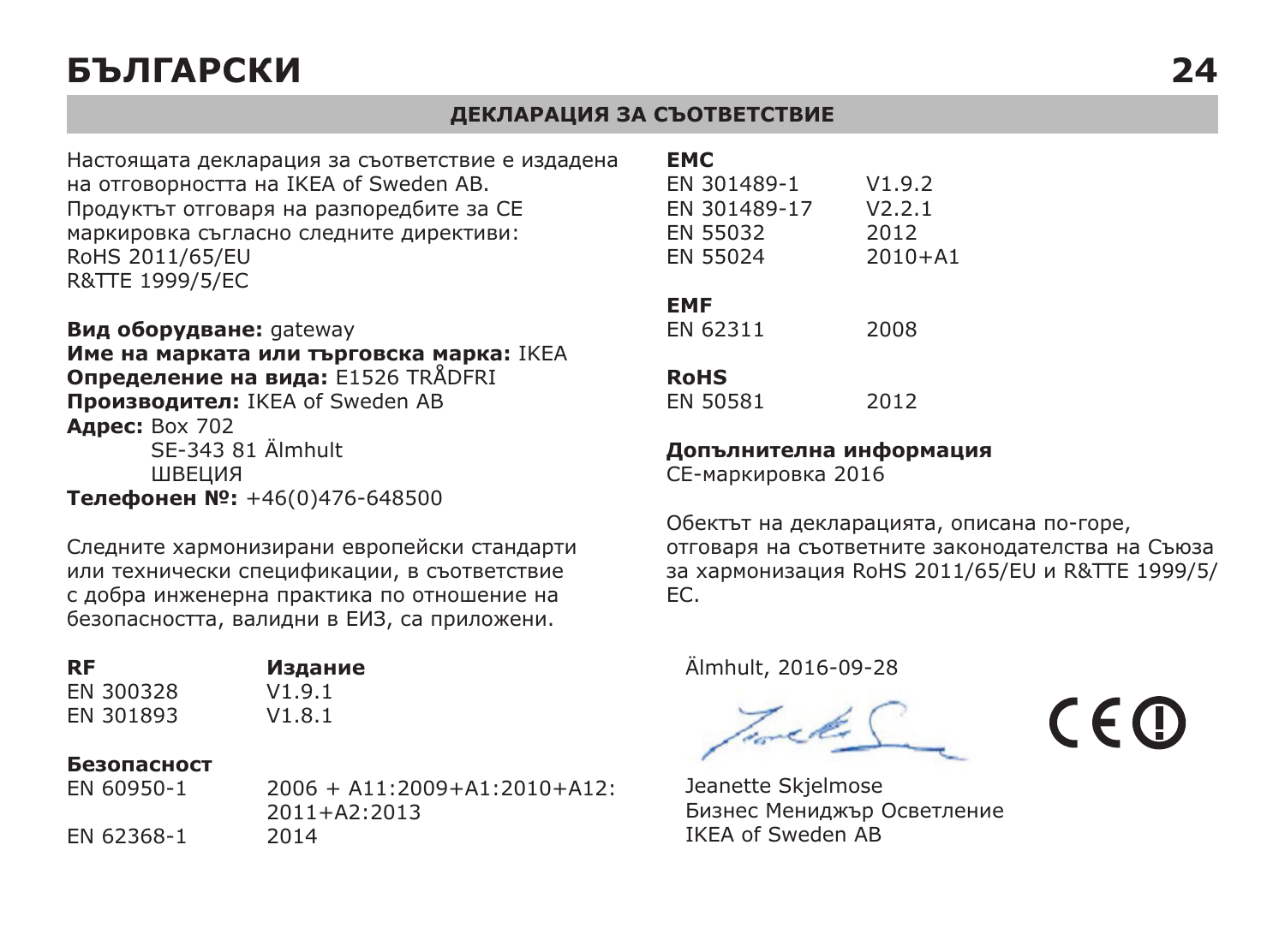# БЪЛГАРСКИ

## ДЕКЛАРАЦИЯ ЗА СЪОТВЕТСТВИЕ

Настоящата декларация за съответствие е издадена на отговорността на IKEA of Sweden AB.
Продуктът отговаря на разпоредбите за CE маркировка съгласно следните директиви:
RoHS 2011/65/EU
R&TTE 1999/5/EC

**Вид оборудване:** gateway
**Име на марката или търговска марка:** IKEA
**Определение на вида:** E1526 TRÅDFRI
**Производител:** IKEA of Sweden AB
**Адрес:** Box 702
SE-343 81 Älmhult
ШВЕЦИЯ
**Телефонен №:** +46(0)476-648500

Следните хармонизирани европейски стандарти или технически спецификации, в съответствие с добра инженерна практика по отношение на безопасността, валидни в ЕИЗ, са приложени.

| **RF** | **Издание** |
| --- | --- |
| EN 300328 | V1.9.1 |
| EN 301893 | V1.8.1 |

| **Безопасност** | |
| --- | --- |
| EN 60950-1 | 2006 + A11:2009+A1:2010+A12:2011+A2:2013 |
| EN 62368-1 | 2014 |

| **EMC** | |
| --- | --- |
| EN 301489-1 | V1.9.2 |
| EN 301489-17 | V2.2.1 |
| EN 55032 | 2012 |
| EN 55024 | 2010+A1 |

| **EMF** | |
| --- | --- |
| EN 62311 | 2008 |

| **RoHS** | |
| --- | --- |
| EN 50581 | 2012 |

**Допълнителна информация**
CE-маркировка 2016

Обектът на декларацията, описана по-горе, отговаря на съответните законодателства на Съюза за хармонизация RoHS 2011/65/EU и R&TTE 1999/5/EC.

Älmhult, 2016-09-28

Jeanette Skjelmose
Бизнес Мениджър Осветление
IKEA of Sweden AB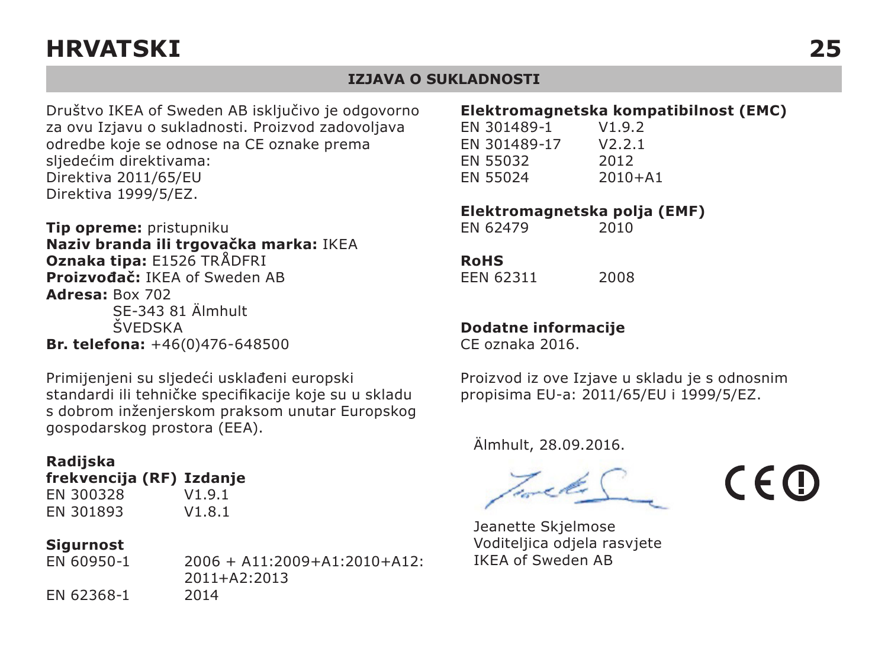# HRVATSKI

## IZJAVA O SUKLADNOSTI

Društvo IKEA of Sweden AB isključivo je odgovorno za ovu Izjavu o sukladnosti. Proizvod zadovoljava odredbe koje se odnose na CE oznake prema sljedećim direktivama:
Direktiva 2011/65/EU
Direktiva 1999/5/EZ.

**Tip opreme:** pristupniku
**Naziv branda ili trgovačka marka:** IKEA
**Oznaka tipa:** E1526 TRÅDFRI
**Proizvođač:** IKEA of Sweden AB
**Adresa:** Box 702
SE-343 81 Älmhult
ŠVEDSKA
**Br. telefona:** +46(0)476-648500

Primijenjeni su sljedeći usklađeni europski standardi ili tehničke specifikacije koje su u skladu s dobrom inženjerskom praksom unutar Europskog gospodarskog prostora (EEA).

| **Radijska frekvencija (RF)** | **Izdanje** |
|---|---|
| EN 300328 | V1.9.1 |
| EN 301893 | V1.8.1 |

**Sigurnost**

| | |
|---|---|
| EN 60950-1 | 2006 + A11:2009+A1:2010+A12:2011+A2:2013 |
| EN 62368-1 | 2014 |

**Elektromagnetska kompatibilnost (EMC)**

| | |
|---|---|
| EN 301489-1 | V1.9.2 |
| EN 301489-17 | V2.2.1 |
| EN 55032 | 2012 |
| EN 55024 | 2010+A1 |

**Elektromagnetska polja (EMF)**

| | |
|---|---|
| EN 62479 | 2010 |

**RoHS**

| | |
|---|---|
| EEN 62311 | 2008 |

**Dodatne informacije**
CE oznaka 2016.

Proizvod iz ove Izjave u skladu je s odnosnim propisima EU-a: 2011/65/EU i 1999/5/EZ.

Älmhult, 28.09.2016.

Jeanette Skjelmose
Voditeljica odjela rasvjete
IKEA of Sweden AB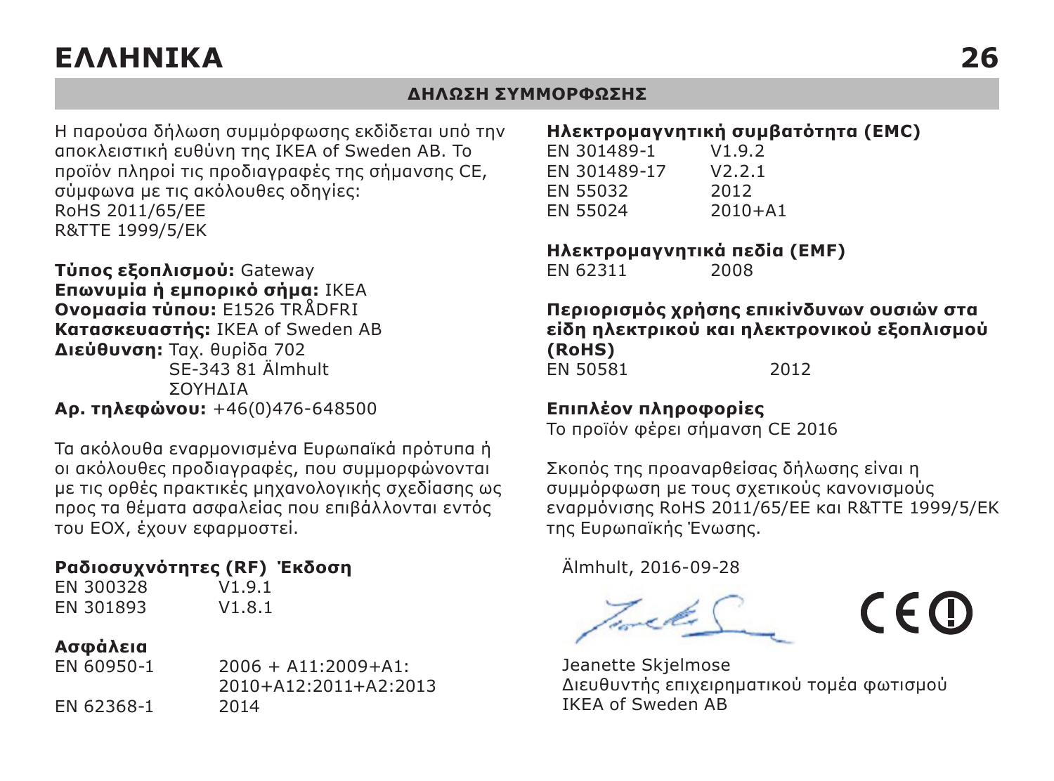# ΕΛΛΗΝΙΚΑ

## ΔΗΛΩΣΗ ΣΥΜΜΟΡΦΩΣΗΣ

Η παρούσα δήλωση συμμόρφωσης εκδίδεται υπό την αποκλειστική ευθύνη της IKEA of Sweden AB. Το προϊόν πληροί τις προδιαγραφές της σήμανσης CE, σύμφωνα με τις ακόλουθες οδηγίες:
RoHS 2011/65/ΕΕ
R&TTE 1999/5/ΕΚ

**Τύπος εξοπλισμού:** Gateway
**Επωνυμία ή εμπορικό σήμα:** IKEA
**Ονομασία τύπου:** E1526 TRÅDFRI
**Κατασκευαστής:** IKEA of Sweden AB
**Διεύθυνση:** Ταχ. θυρίδα 702
SE-343 81 Älmhult
ΣΟΥΗΔΙΑ
**Αρ. τηλεφώνου:** +46(0)476-648500

Τα ακόλουθα εναρμονισμένα Ευρωπαϊκά πρότυπα ή οι ακόλουθες προδιαγραφές, που συμμορφώνονται με τις ορθές πρακτικές μηχανολογικής σχεδίασης ως προς τα θέματα ασφαλείας που επιβάλλονται εντός του ΕΟΧ, έχουν εφαρμοστεί.

**Ραδιοσυχνότητες (RF) Έκδοση**

| | |
|---|---|
| EN 300328 | V1.9.1 |
| EN 301893 | V1.8.1 |

**Ασφάλεια**

| | |
|---|---|
| EN 60950-1 | 2006 + A11:2009+A1: 2010+A12:2011+A2:2013 |
| EN 62368-1 | 2014 |

**Ηλεκτρομαγνητική συμβατότητα (EMC)**

| | |
|---|---|
| EN 301489-1 | V1.9.2 |
| EN 301489-17 | V2.2.1 |
| EN 55032 | 2012 |
| EN 55024 | 2010+A1 |

**Ηλεκτρομαγνητικά πεδία (EMF)**

| | |
|---|---|
| EN 62311 | 2008 |

**Περιορισμός χρήσης επικίνδυνων ουσιών στα είδη ηλεκτρικού και ηλεκτρονικού εξοπλισμού (RoHS)**

| | |
|---|---|
| EN 50581 | 2012 |

**Επιπλέον πληροφορίες**
Το προϊόν φέρει σήμανση CE 2016

Σκοπός της προαναρθείσας δήλωσης είναι η συμμόρφωση με τους σχετικούς κανονισμούς εναρμόνισης RoHS 2011/65/ΕΕ και R&TTE 1999/5/ΕΚ της Ευρωπαϊκής Ένωσης.

Älmhult, 2016-09-28

CE ⓘ

Jeanette Skjelmose
Διευθυντής επιχειρηματικού τομέα φωτισμού
IKEA of Sweden AB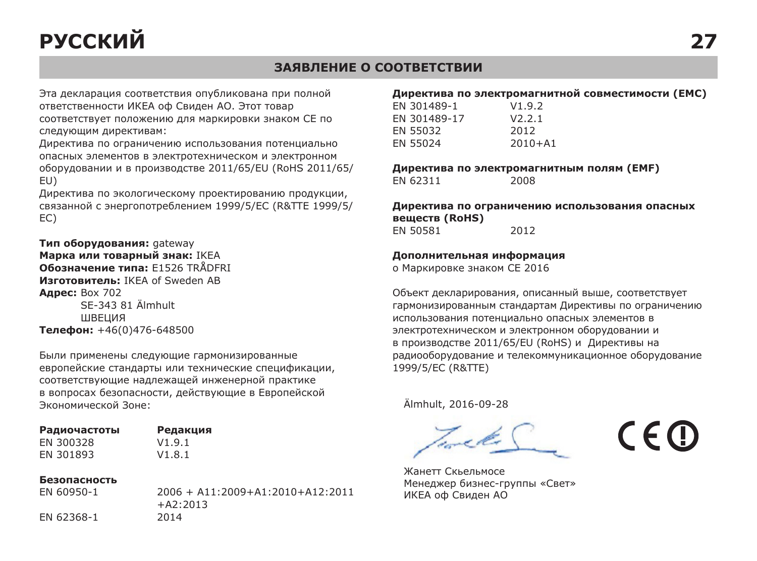# РУССКИЙ

## ЗАЯВЛЕНИЕ О СООТВЕТСТВИИ

Эта декларация соответствия опубликована при полной ответственности ИКЕА оф Свиден АО. Этот товар соответствует положению для маркировки знаком CE по следующим директивам:

Директива по ограничению использования потенциально опасных элементов в электротехническом и электронном оборудовании и в производстве 2011/65/EU (RoHS 2011/65/EU)

Директива по экологическому проектированию продукции, связанной с энергопотреблением 1999/5/EC (R&TTE 1999/5/EC)

**Тип оборудования:** gateway
**Марка или товарный знак:** IKEA
**Обозначение типа:** E1526 TRÅDFRI
**Изготовитель:** IKEA of Sweden AB
**Адрес:** Box 702
SE-343 81 Älmhult
ШВЕЦИЯ
**Телефон:** +46(0)476-648500

Были применены следующие гармонизированные европейские стандарты или технические спецификации, соответствующие надлежащей инженерной практике в вопросах безопасности, действующие в Европейской Экономической Зоне:

| **Радиочастоты** | **Редакция** |
|---|---|
| EN 300328 | V1.9.1 |
| EN 301893 | V1.8.1 |

**Безопасность**

| | |
|---|---|
| EN 60950-1 | 2006 + A11:2009+A1:2010+A12:2011 +A2:2013 |
| EN 62368-1 | 2014 |

**Директива по электромагнитной совместимости (EMC)**

| | |
|---|---|
| EN 301489-1 | V1.9.2 |
| EN 301489-17 | V2.2.1 |
| EN 55032 | 2012 |
| EN 55024 | 2010+A1 |

**Директива по электромагнитным полям (EMF)**

| | |
|---|---|
| EN 62311 | 2008 |

**Директива по ограничению использования опасных веществ (RoHS)**

| | |
|---|---|
| EN 50581 | 2012 |

**Дополнительная информация**

о Маркировке знаком CE 2016

Объект декларирования, описанный выше, соответствует гармонизированным стандартам Директивы по ограничению использования потенциально опасных элементов в электротехническом и электронном оборудовании и в производстве 2011/65/EU (RoHS) и Директивы на радиооборудование и телекоммуникационное оборудование 1999/5/EC (R&TTE)

Älmhult, 2016-09-28

Жанетт Скьельмосе
Менеджер бизнес-группы «Свет»
ИКЕА оф Свиден АО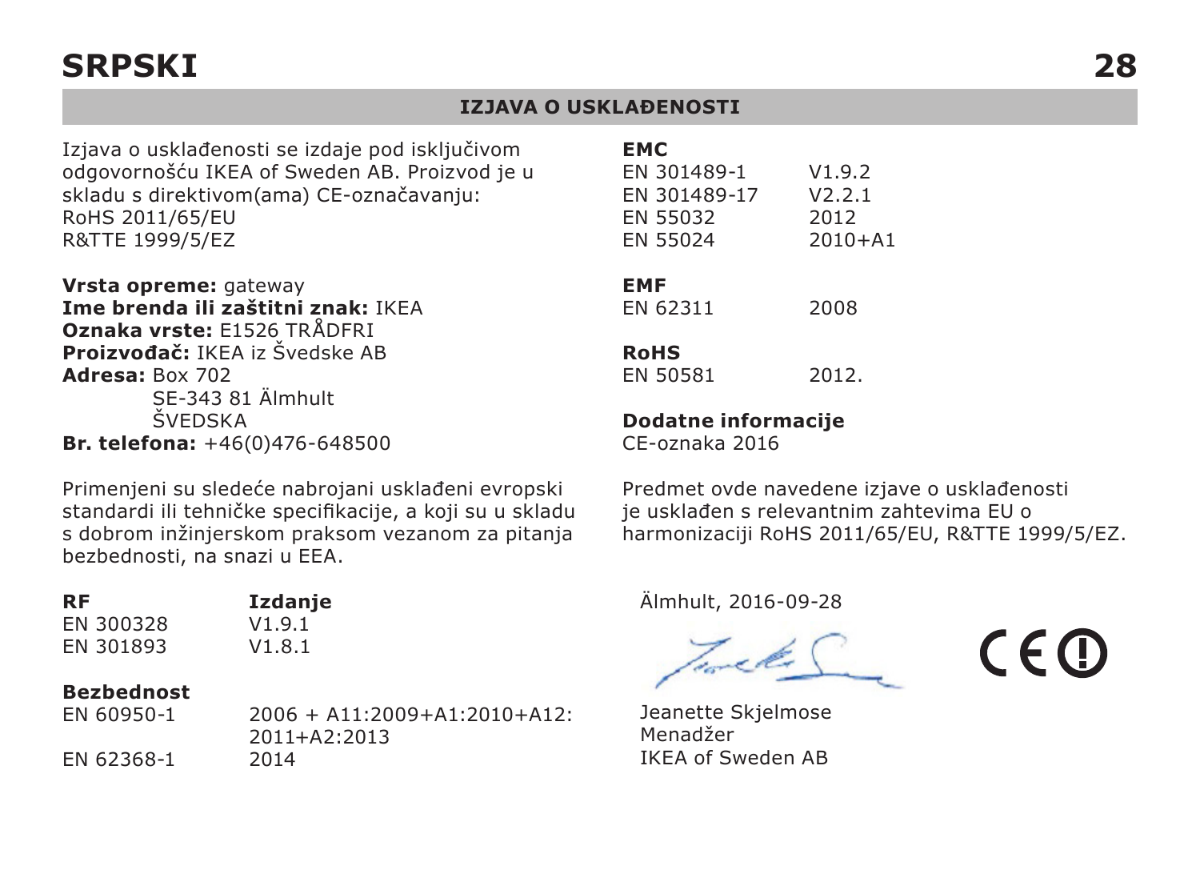# SRPSKI

## IZJAVA O USKLAĐENOSTI

Izjava o usklađenosti se izdaje pod isključivom odgovornošću IKEA of Sweden AB. Proizvod je u skladu s direktivom(ama) CE-označavanju:
RoHS 2011/65/EU
R&TTE 1999/5/EZ

**Vrsta opreme:** gateway
**Ime brenda ili zaštitni znak:** IKEA
**Oznaka vrste:** E1526 TRÅDFRI
**Proizvođač:** IKEA iz Švedske AB
**Adresa:** Box 702
SE-343 81 Älmhult
ŠVEDSKA
**Br. telefona:** +46(0)476-648500

Primenjeni su sledeće nabrojani usklađeni evropski standardi ili tehničke specifikacije, a koji su u skladu s dobrom inžinjerskom praksom vezanom za pitanja bezbednosti, na snazi u EEA.

| **RF** | **Izdanje** |
|---|---|
| EN 300328 | V1.9.1 |
| EN 301893 | V1.8.1 |

| **Bezbednost** | |
|---|---|
| EN 60950-1 | 2006 + A11:2009+A1:2010+A12: 2011+A2:2013 |
| EN 62368-1 | 2014 |

| **EMC** | |
|---|---|
| EN 301489-1 | V1.9.2 |
| EN 301489-17 | V2.2.1 |
| EN 55032 | 2012 |
| EN 55024 | 2010+A1 |

| **EMF** | |
|---|---|
| EN 62311 | 2008 |

| **RoHS** | |
|---|---|
| EN 50581 | 2012. |

**Dodatne informacije**
CE-oznaka 2016

Predmet ovde navedene izjave o usklađenosti je usklađen s relevantnim zahtevima EU o harmonizaciji RoHS 2011/65/EU, R&TTE 1999/5/EZ.

Älmhult, 2016-09-28

Jeanette Skjelmose
Menadžer
IKEA of Sweden AB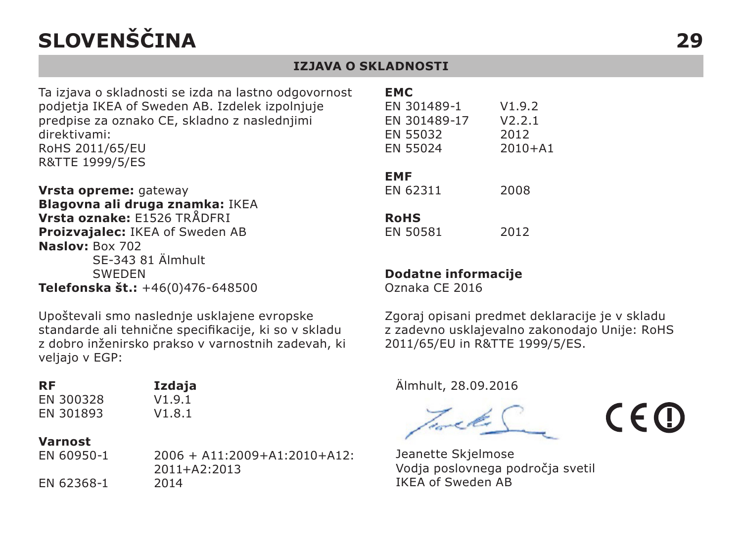# SLOVENŠČINA

## IZJAVA O SKLADNOSTI

Ta izjava o skladnosti se izda na lastno odgovornost podjetja IKEA of Sweden AB. Izdelek izpolnjuje predpise za oznako CE, skladno z naslednjimi direktivami:
RoHS 2011/65/EU
R&TTE 1999/5/ES

**Vrsta opreme:** gateway
**Blagovna ali druga znamka:** IKEA
**Vrsta oznake:** E1526 TRÅDFRI
**Proizvajalec:** IKEA of Sweden AB
**Naslov:** Box 702
SE-343 81 Älmhult
SWEDEN
**Telefonska št.:** +46(0)476-648500

Upoštevali smo naslednje usklajene evropske standarde ali tehnične specifikacije, ki so v skladu z dobro inženirsko prakso v varnostnih zadevah, ki veljajo v EGP:

| **RF** | **Izdaja** |
|---|---|
| EN 300328 | V1.9.1 |
| EN 301893 | V1.8.1 |

| **Varnost** | |
|---|---|
| EN 60950-1 | 2006 + A11:2009+A1:2010+A12:2011+A2:2013 |
| EN 62368-1 | 2014 |

| **EMC** | |
|---|---|
| EN 301489-1 | V1.9.2 |
| EN 301489-17 | V2.2.1 |
| EN 55032 | 2012 |
| EN 55024 | 2010+A1 |

| **EMF** | |
|---|---|
| EN 62311 | 2008 |

| **RoHS** | |
|---|---|
| EN 50581 | 2012 |

**Dodatne informacije**
Oznaka CE 2016

Zgoraj opisani predmet deklaracije je v skladu z zadevno usklajevalno zakonodajo Unije: RoHS 2011/65/EU in R&TTE 1999/5/ES.

Älmhult, 28.09.2016

Jeanette Skjelmose
Vodja poslovnega področja svetil
IKEA of Sweden AB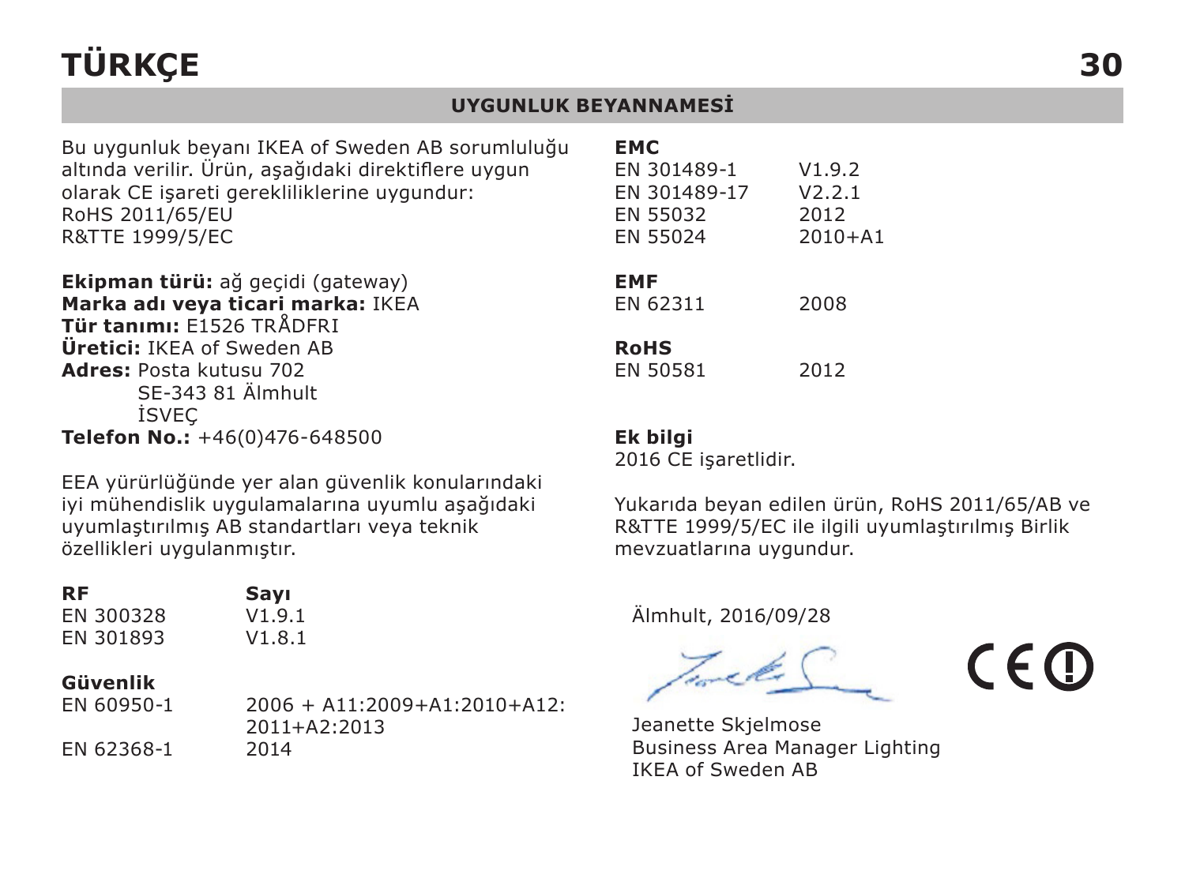# TÜRKÇE

## UYGUNLUK BEYANNAMESİ

Bu uygunluk beyanı IKEA of Sweden AB sorumluluğu altında verilir. Ürün, aşağıdaki direktiflere uygun olarak CE işareti gerekliliklerine uygundur:
RoHS 2011/65/EU
R&TTE 1999/5/EC

**Ekipman türü:** ağ geçidi (gateway)
**Marka adı veya ticari marka:** IKEA
**Tür tanımı:** E1526 TRÅDFRI
**Üretici:** IKEA of Sweden AB
**Adres:** Posta kutusu 702
SE-343 81 Älmhult
İSVEÇ
**Telefon No.:** +46(0)476-648500

EEA yürürlüğünde yer alan güvenlik konularındaki iyi mühendislik uygulamalarına uyumlu aşağıdaki uyumlaştırılmış AB standartları veya teknik özellikleri uygulanmıştır.

| **RF** | **Sayı** |
|---|---|
| EN 300328 | V1.9.1 |
| EN 301893 | V1.8.1 |

| **Güvenlik** | |
|---|---|
| EN 60950-1 | 2006 + A11:2009+A1:2010+A12:2011+A2:2013 |
| EN 62368-1 | 2014 |

| **EMC** | |
|---|---|
| EN 301489-1 | V1.9.2 |
| EN 301489-17 | V2.2.1 |
| EN 55032 | 2012 |
| EN 55024 | 2010+A1 |

| **EMF** | |
|---|---|
| EN 62311 | 2008 |

| **RoHS** | |
|---|---|
| EN 50581 | 2012 |

**Ek bilgi**
2016 CE işaretlidir.

Yukarıda beyan edilen ürün, RoHS 2011/65/AB ve R&TTE 1999/5/EC ile ilgili uyumlaştırılmış Birlik mevzuatlarına uygundur.

Älmhult, 2016/09/28

Jeanette Skjelmose
Business Area Manager Lighting
IKEA of Sweden AB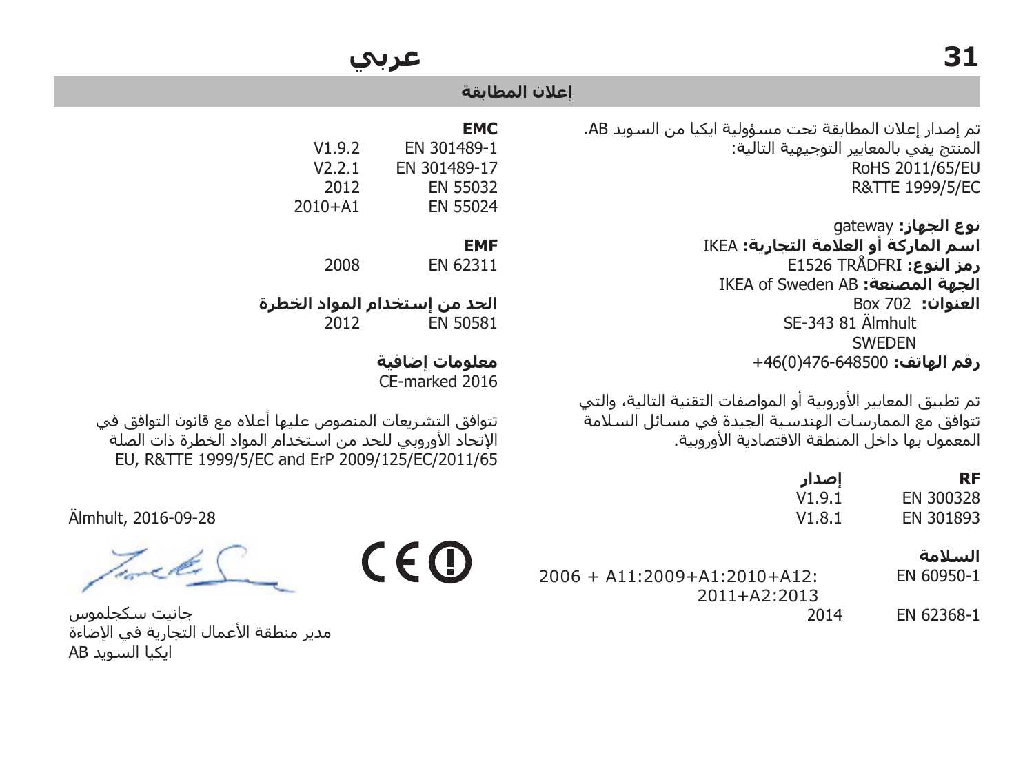## إعلان المطابقة

تم إصدار إعلان المطابقة تحت مسؤولية ايكيا من السويد AB.
المنتج يفي بالمعايير التوجيهية التالية:
RoHS 2011/65/EU
R&TTE 1999/5/EC

**نوع الجهاز:** gateway
**اسم الماركة أو العلامة التجارية:** IKEA
**رمز النوع:** E1526 TRÅDFRI
**الجهة المصنعة:** IKEA of Sweden AB
**العنوان:** Box 702
SE-343 81 Älmhult
SWEDEN
**رقم الهاتف:** +46(0)476-648500

تم تطبيق المعايير الأوروبية أو المواصفات التقنية التالية، والتي تتوافق مع الممارسات الهندسية الجيدة في مسائل السلامة المعمول بها داخل المنطقة الاقتصادية الأوروبية.

| RF | إصدار |
|---|---|
| EN 300328 | V1.9.1 |
| EN 301893 | V1.8.1 |

**السلامة**

| | |
|---|---|
| EN 60950-1 | 2006 + A11:2009+A1:2010+A12: 2011+A2:2013 |
| EN 62368-1 | 2014 |

**EMC**

| | |
|---|---|
| EN 301489-1 | V1.9.2 |
| EN 301489-17 | V2.2.1 |
| EN 55032 | 2012 |
| EN 55024 | 2010+A1 |

**EMF**

| | |
|---|---|
| EN 62311 | 2008 |

**الحد من إستخدام المواد الخطرة**

| | |
|---|---|
| EN 50581 | 2012 |

**معلومات إضافية**
CE-marked 2016

تتوافق التشريعات المنصوص عليها أعلاه مع قانون التوافق في الإتحاد الأوروبي للحد من استخدام المواد الخطرة ذات الصلة EU, R&TTE 1999/5/EC and ErP 2009/125/EC/2011/65

Älmhult, 2016-09-28

جانيت سكجلموس
مدير منطقة الأعمال التجارية في الإضاءة
ايكيا السويد AB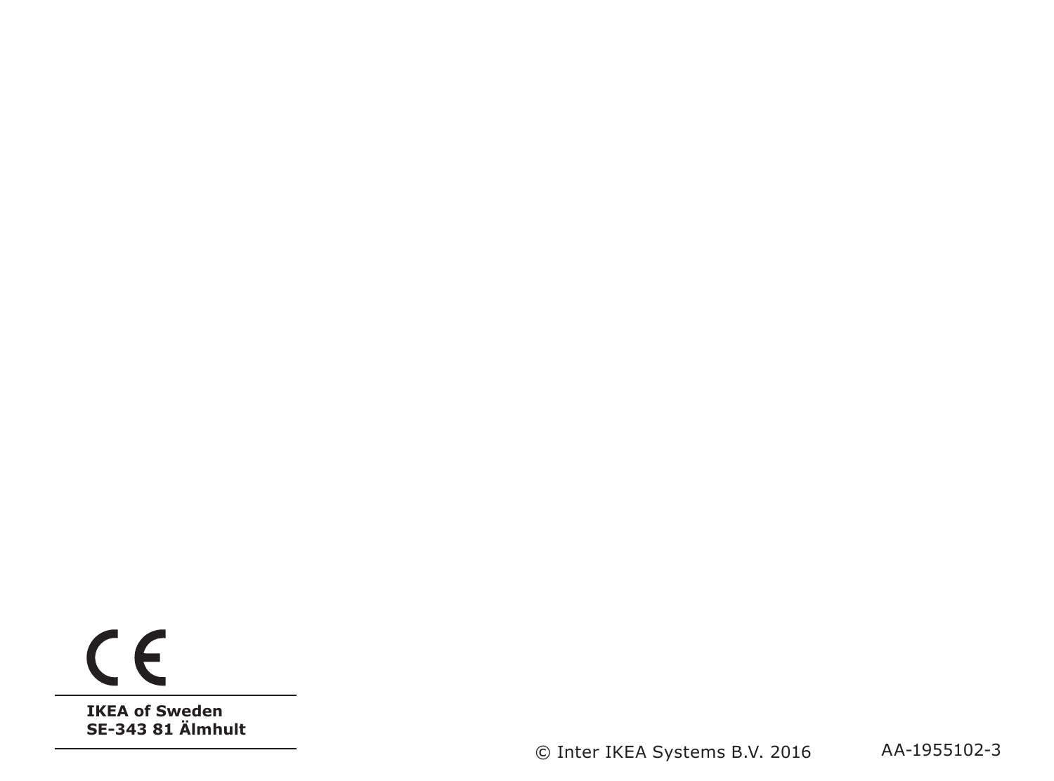CE

**IKEA of Sweden**
**SE-343 81 Älmhult**

© Inter IKEA Systems B.V. 2016

AA-1955102-3